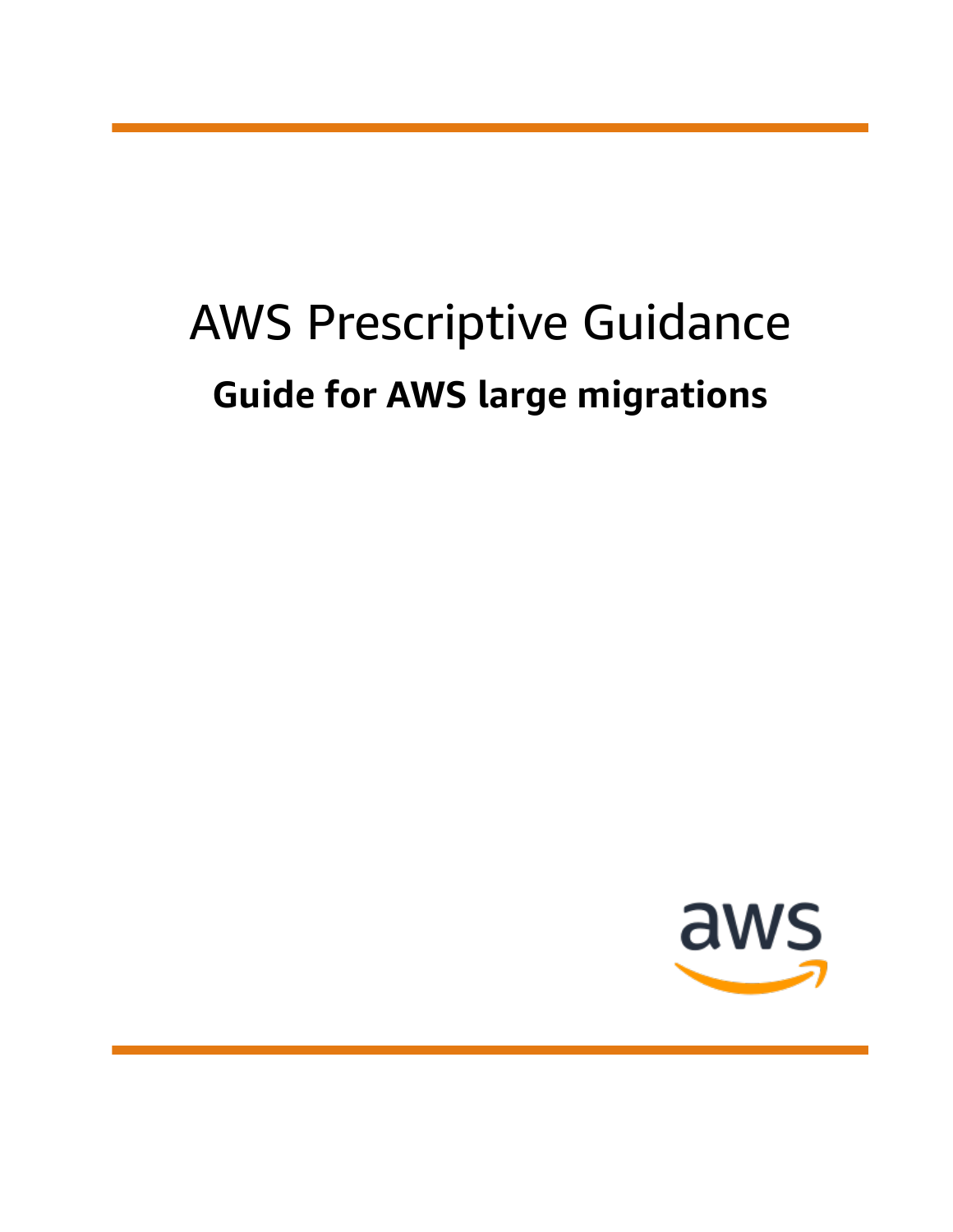# AWS Prescriptive Guidance

## Guide for AWS large migrations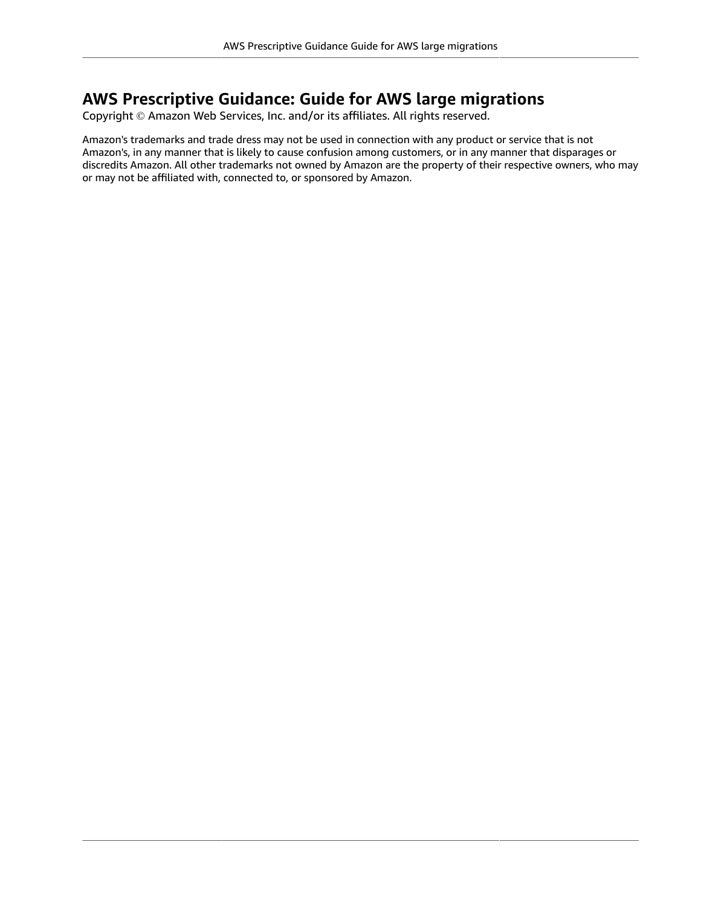## AWS Prescriptive Guidance: Guide for AWS large migrations

Copyright © Amazon Web Services, Inc. and/or its affiliates. All rights reserved.

Amazon's trademarks and trade dress may not be used in connection with any product or service that is not Amazon's, in any manner that is likely to cause confusion among customers, or in any manner that disparages or discredits Amazon. All other trademarks not owned by Amazon are the property of their respective owners, who may or may not be affiliated with, connected to, or sponsored by Amazon.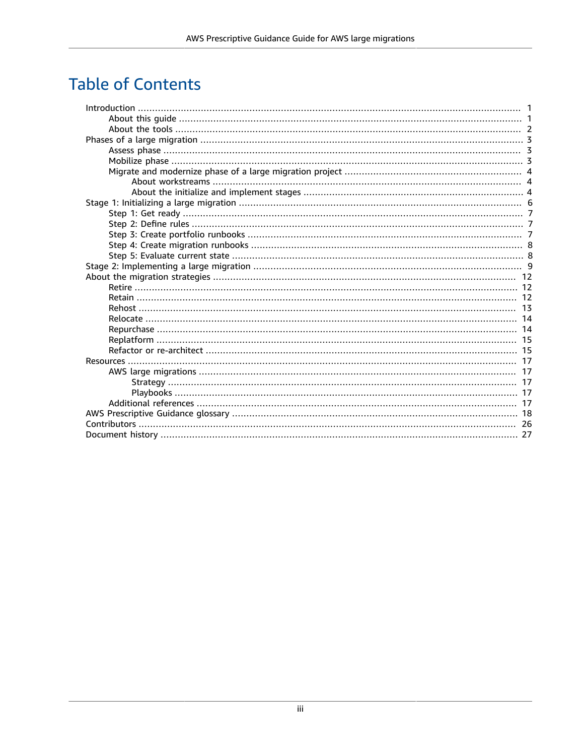# Table of Contents

- Introduction ... 1
  - About this guide ... 1
  - About the tools ... 2
- Phases of a large migration ... 3
  - Assess phase ... 3
  - Mobilize phase ... 3
  - Migrate and modernize phase of a large migration project ... 4
    - About workstreams ... 4
    - About the initialize and implement stages ... 4
- Stage 1: Initializing a large migration ... 6
  - Step 1: Get ready ... 7
  - Step 2: Define rules ... 7
  - Step 3: Create portfolio runbooks ... 7
  - Step 4: Create migration runbooks ... 8
  - Step 5: Evaluate current state ... 8
- Stage 2: Implementing a large migration ... 9
- About the migration strategies ... 12
  - Retire ... 12
  - Retain ... 12
  - Rehost ... 13
  - Relocate ... 14
  - Repurchase ... 14
  - Replatform ... 15
  - Refactor or re-architect ... 15
- Resources ... 17
  - AWS large migrations ... 17
    - Strategy ... 17
    - Playbooks ... 17
  - Additional references ... 17
- AWS Prescriptive Guidance glossary ... 18
- Contributors ... 26
- Document history ... 27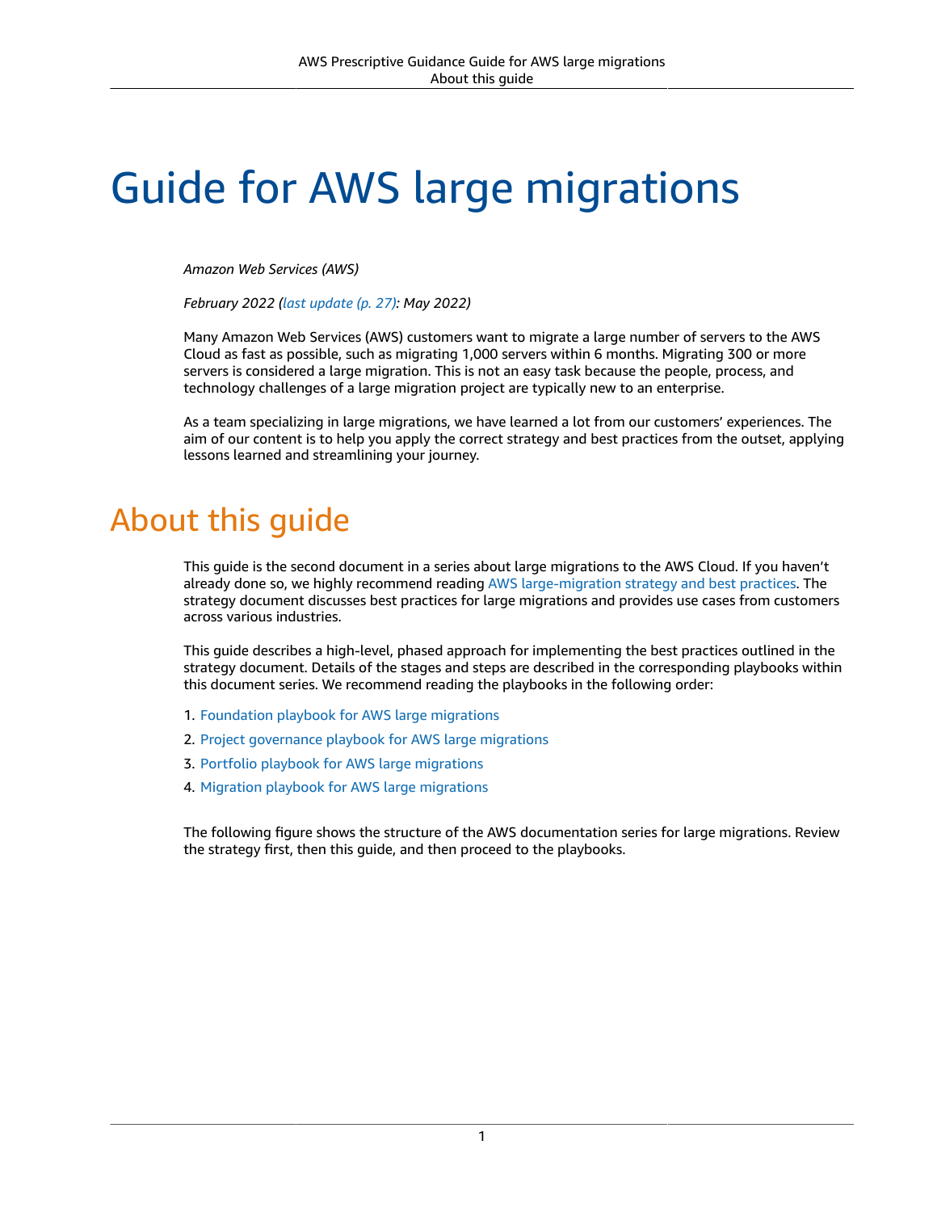# Guide for AWS large migrations

*Amazon Web Services (AWS)*

*February 2022 (last update (p. 27): May 2022)*

Many Amazon Web Services (AWS) customers want to migrate a large number of servers to the AWS Cloud as fast as possible, such as migrating 1,000 servers within 6 months. Migrating 300 or more servers is considered a large migration. This is not an easy task because the people, process, and technology challenges of a large migration project are typically new to an enterprise.

As a team specializing in large migrations, we have learned a lot from our customers' experiences. The aim of our content is to help you apply the correct strategy and best practices from the outset, applying lessons learned and streamlining your journey.

## About this guide

This guide is the second document in a series about large migrations to the AWS Cloud. If you haven't already done so, we highly recommend reading AWS large-migration strategy and best practices. The strategy document discusses best practices for large migrations and provides use cases from customers across various industries.

This guide describes a high-level, phased approach for implementing the best practices outlined in the strategy document. Details of the stages and steps are described in the corresponding playbooks within this document series. We recommend reading the playbooks in the following order:

1. Foundation playbook for AWS large migrations
2. Project governance playbook for AWS large migrations
3. Portfolio playbook for AWS large migrations
4. Migration playbook for AWS large migrations

The following figure shows the structure of the AWS documentation series for large migrations. Review the strategy first, then this guide, and then proceed to the playbooks.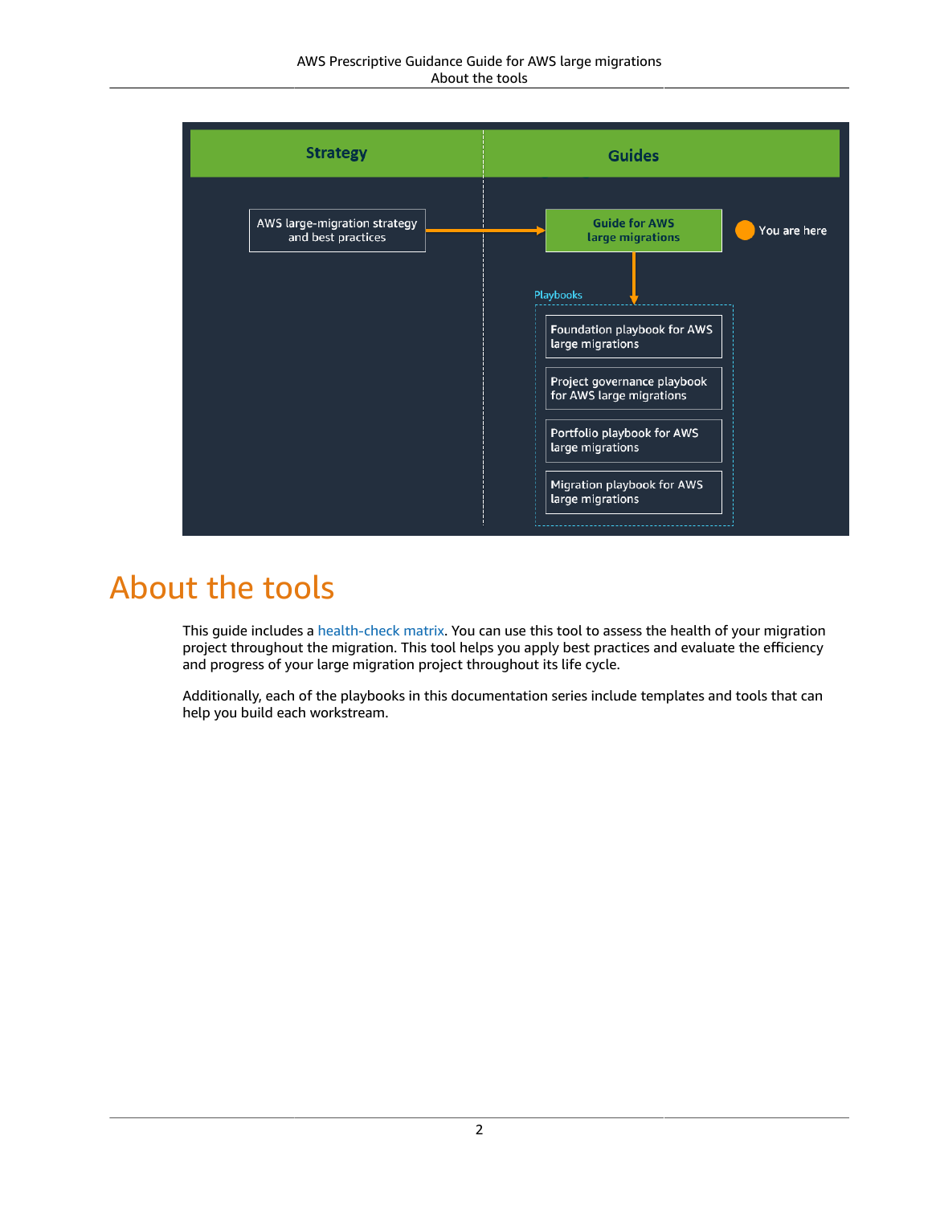# About the tools

This guide includes a health-check matrix. You can use this tool to assess the health of your migration project throughout the migration. This tool helps you apply best practices and evaluate the efficiency and progress of your large migration project throughout its life cycle.

Additionally, each of the playbooks in this documentation series include templates and tools that can help you build each workstream.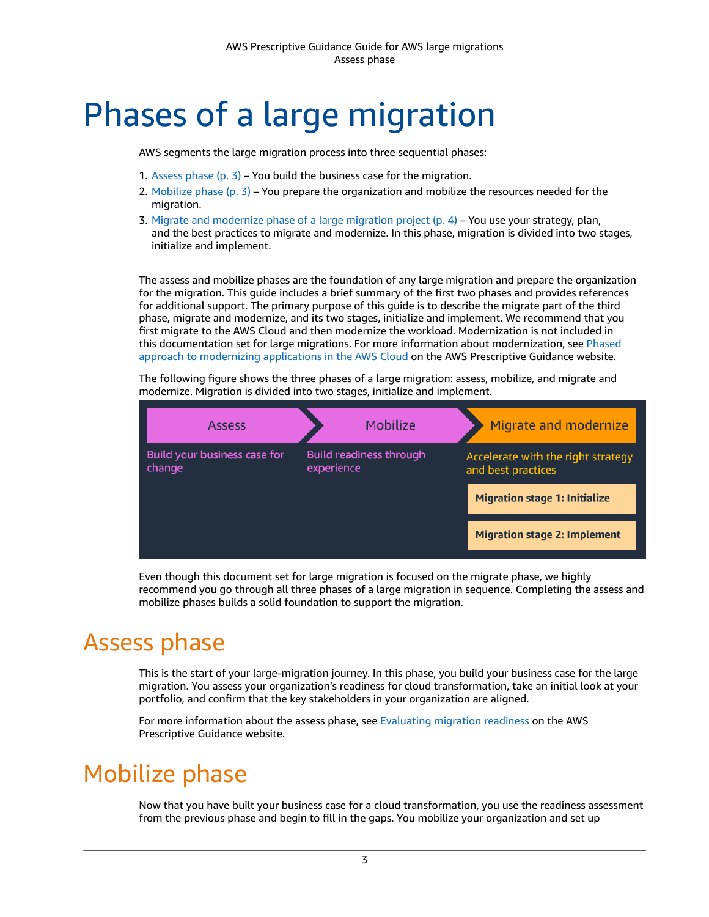# Phases of a large migration

AWS segments the large migration process into three sequential phases:

1. Assess phase (p. 3) – You build the business case for the migration.
2. Mobilize phase (p. 3) – You prepare the organization and mobilize the resources needed for the migration.
3. Migrate and modernize phase of a large migration project (p. 4) – You use your strategy, plan, and the best practices to migrate and modernize. In this phase, migration is divided into two stages, initialize and implement.

The assess and mobilize phases are the foundation of any large migration and prepare the organization for the migration. This guide includes a brief summary of the first two phases and provides references for additional support. The primary purpose of this guide is to describe the migrate part of the third phase, migrate and modernize, and its two stages, initialize and implement. We recommend that you first migrate to the AWS Cloud and then modernize the workload. Modernization is not included in this documentation set for large migrations. For more information about modernization, see Phased approach to modernizing applications in the AWS Cloud on the AWS Prescriptive Guidance website.

The following figure shows the three phases of a large migration: assess, mobilize, and migrate and modernize. Migration is divided into two stages, initialize and implement.

| Assess | Mobilize | Migrate and modernize |
| --- | --- | --- |
| Build your business case for change | Build readiness through experience | Accelerate with the right strategy and best practices |
| | | Migration stage 1: Initialize |
| | | Migration stage 2: Implement |

Even though this document set for large migration is focused on the migrate phase, we highly recommend you go through all three phases of a large migration in sequence. Completing the assess and mobilize phases builds a solid foundation to support the migration.

## Assess phase

This is the start of your large-migration journey. In this phase, you build your business case for the large migration. You assess your organization's readiness for cloud transformation, take an initial look at your portfolio, and confirm that the key stakeholders in your organization are aligned.

For more information about the assess phase, see Evaluating migration readiness on the AWS Prescriptive Guidance website.

## Mobilize phase

Now that you have built your business case for a cloud transformation, you use the readiness assessment from the previous phase and begin to fill in the gaps. You mobilize your organization and set up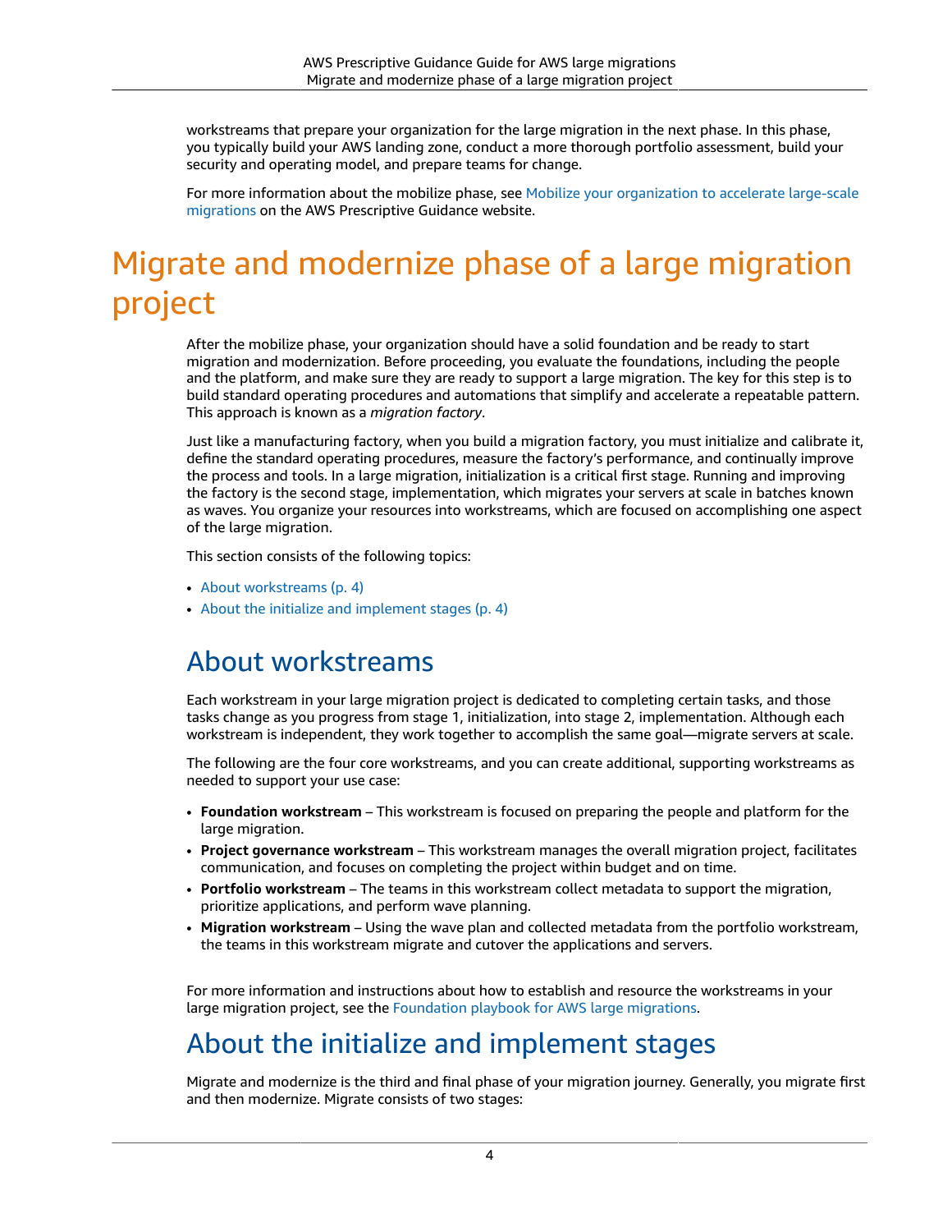workstreams that prepare your organization for the large migration in the next phase. In this phase, you typically build your AWS landing zone, conduct a more thorough portfolio assessment, build your security and operating model, and prepare teams for change.

For more information about the mobilize phase, see Mobilize your organization to accelerate large-scale migrations on the AWS Prescriptive Guidance website.

# Migrate and modernize phase of a large migration project

After the mobilize phase, your organization should have a solid foundation and be ready to start migration and modernization. Before proceeding, you evaluate the foundations, including the people and the platform, and make sure they are ready to support a large migration. The key for this step is to build standard operating procedures and automations that simplify and accelerate a repeatable pattern. This approach is known as a *migration factory*.

Just like a manufacturing factory, when you build a migration factory, you must initialize and calibrate it, define the standard operating procedures, measure the factory's performance, and continually improve the process and tools. In a large migration, initialization is a critical first stage. Running and improving the factory is the second stage, implementation, which migrates your servers at scale in batches known as waves. You organize your resources into workstreams, which are focused on accomplishing one aspect of the large migration.

This section consists of the following topics:

- About workstreams (p. 4)
- About the initialize and implement stages (p. 4)

## About workstreams

Each workstream in your large migration project is dedicated to completing certain tasks, and those tasks change as you progress from stage 1, initialization, into stage 2, implementation. Although each workstream is independent, they work together to accomplish the same goal—migrate servers at scale.

The following are the four core workstreams, and you can create additional, supporting workstreams as needed to support your use case:

- **Foundation workstream** – This workstream is focused on preparing the people and platform for the large migration.
- **Project governance workstream** – This workstream manages the overall migration project, facilitates communication, and focuses on completing the project within budget and on time.
- **Portfolio workstream** – The teams in this workstream collect metadata to support the migration, prioritize applications, and perform wave planning.
- **Migration workstream** – Using the wave plan and collected metadata from the portfolio workstream, the teams in this workstream migrate and cutover the applications and servers.

For more information and instructions about how to establish and resource the workstreams in your large migration project, see the Foundation playbook for AWS large migrations.

## About the initialize and implement stages

Migrate and modernize is the third and final phase of your migration journey. Generally, you migrate first and then modernize. Migrate consists of two stages: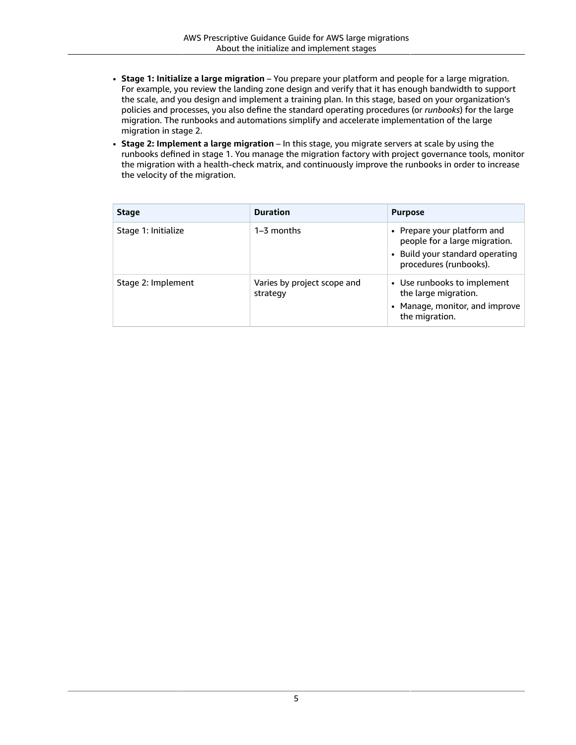- **Stage 1: Initialize a large migration** – You prepare your platform and people for a large migration. For example, you review the landing zone design and verify that it has enough bandwidth to support the scale, and you design and implement a training plan. In this stage, based on your organization's policies and processes, you also define the standard operating procedures (or *runbooks*) for the large migration. The runbooks and automations simplify and accelerate implementation of the large migration in stage 2.
- **Stage 2: Implement a large migration** – In this stage, you migrate servers at scale by using the runbooks defined in stage 1. You manage the migration factory with project governance tools, monitor the migration with a health-check matrix, and continuously improve the runbooks in order to increase the velocity of the migration.

| Stage | Duration | Purpose |
| --- | --- | --- |
| Stage 1: Initialize | 1–3 months | • Prepare your platform and people for a large migration.<br>• Build your standard operating procedures (runbooks). |
| Stage 2: Implement | Varies by project scope and strategy | • Use runbooks to implement the large migration.<br>• Manage, monitor, and improve the migration. |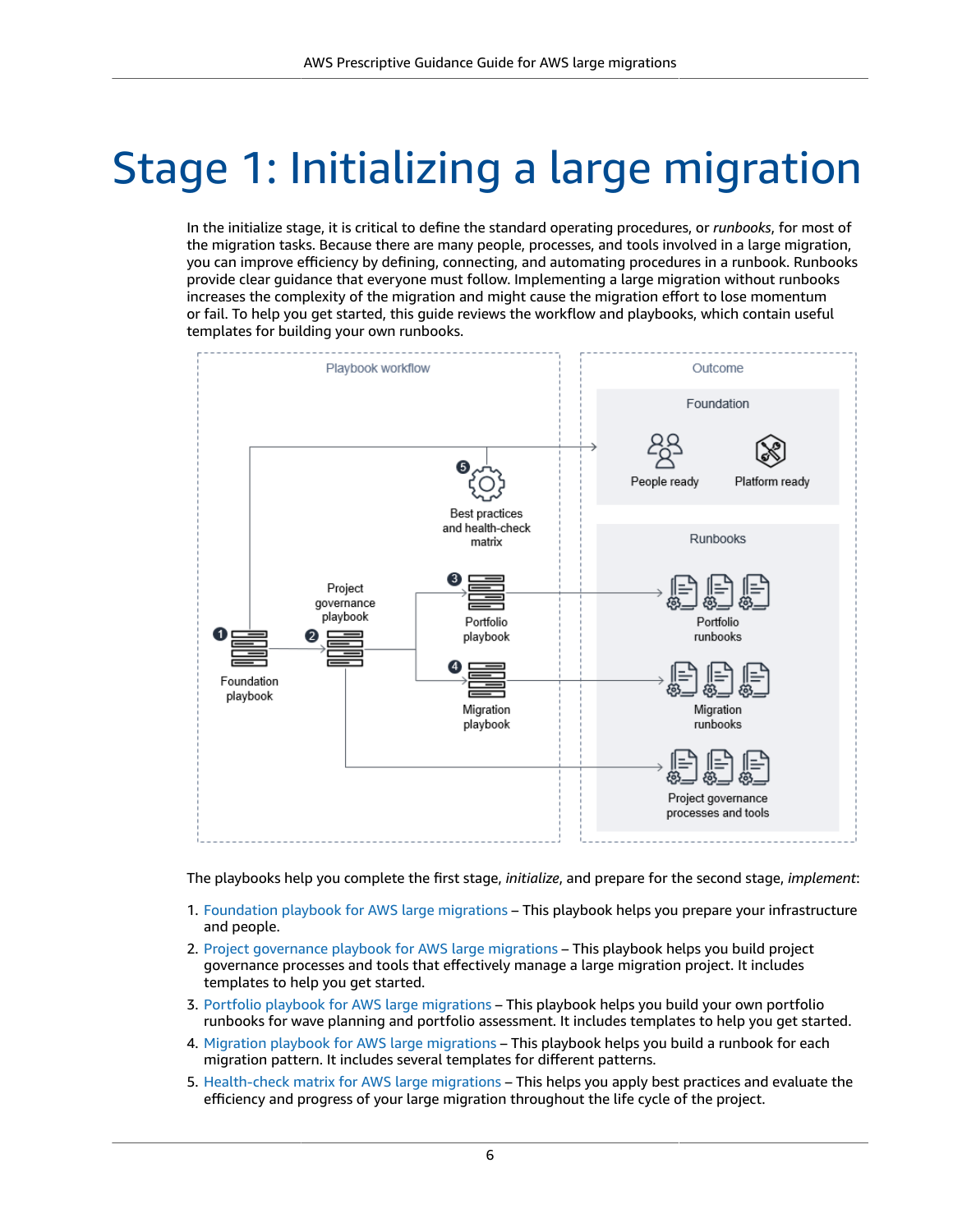# Stage 1: Initializing a large migration

In the initialize stage, it is critical to define the standard operating procedures, or *runbooks*, for most of the migration tasks. Because there are many people, processes, and tools involved in a large migration, you can improve efficiency by defining, connecting, and automating procedures in a runbook. Runbooks provide clear guidance that everyone must follow. Implementing a large migration without runbooks increases the complexity of the migration and might cause the migration effort to lose momentum or fail. To help you get started, this guide reviews the workflow and playbooks, which contain useful templates for building your own runbooks.

The playbooks help you complete the first stage, *initialize*, and prepare for the second stage, *implement*:

1. Foundation playbook for AWS large migrations – This playbook helps you prepare your infrastructure and people.
2. Project governance playbook for AWS large migrations – This playbook helps you build project governance processes and tools that effectively manage a large migration project. It includes templates to help you get started.
3. Portfolio playbook for AWS large migrations – This playbook helps you build your own portfolio runbooks for wave planning and portfolio assessment. It includes templates to help you get started.
4. Migration playbook for AWS large migrations – This playbook helps you build a runbook for each migration pattern. It includes several templates for different patterns.
5. Health-check matrix for AWS large migrations – This helps you apply best practices and evaluate the efficiency and progress of your large migration throughout the life cycle of the project.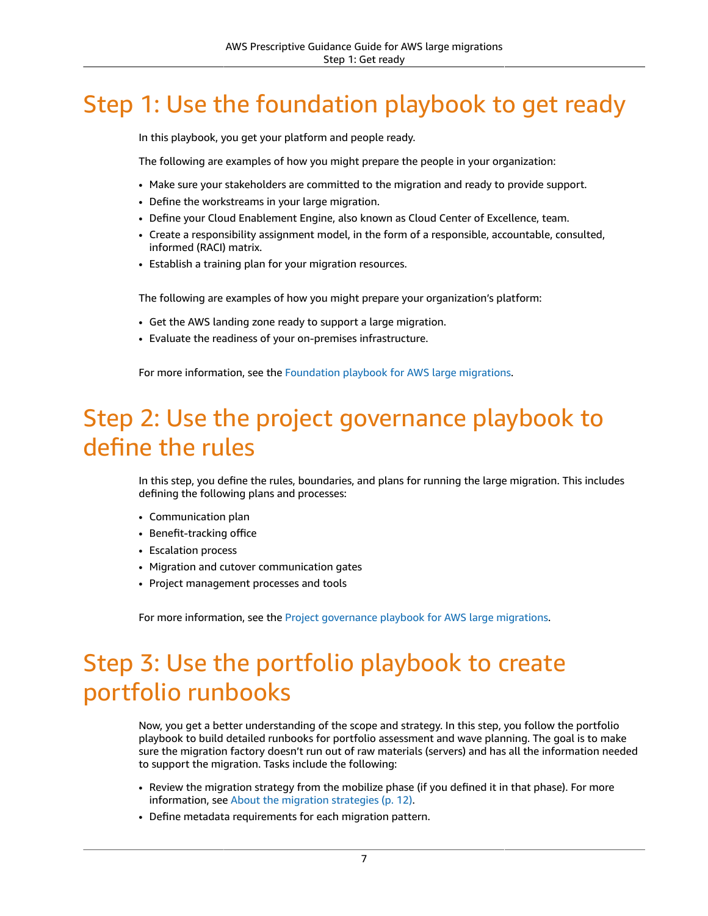# Step 1: Use the foundation playbook to get ready

In this playbook, you get your platform and people ready.

The following are examples of how you might prepare the people in your organization:

- Make sure your stakeholders are committed to the migration and ready to provide support.
- Define the workstreams in your large migration.
- Define your Cloud Enablement Engine, also known as Cloud Center of Excellence, team.
- Create a responsibility assignment model, in the form of a responsible, accountable, consulted, informed (RACI) matrix.
- Establish a training plan for your migration resources.

The following are examples of how you might prepare your organization's platform:

- Get the AWS landing zone ready to support a large migration.
- Evaluate the readiness of your on-premises infrastructure.

For more information, see the Foundation playbook for AWS large migrations.

# Step 2: Use the project governance playbook to define the rules

In this step, you define the rules, boundaries, and plans for running the large migration. This includes defining the following plans and processes:

- Communication plan
- Benefit-tracking office
- Escalation process
- Migration and cutover communication gates
- Project management processes and tools

For more information, see the Project governance playbook for AWS large migrations.

# Step 3: Use the portfolio playbook to create portfolio runbooks

Now, you get a better understanding of the scope and strategy. In this step, you follow the portfolio playbook to build detailed runbooks for portfolio assessment and wave planning. The goal is to make sure the migration factory doesn't run out of raw materials (servers) and has all the information needed to support the migration. Tasks include the following:

- Review the migration strategy from the mobilize phase (if you defined it in that phase). For more information, see About the migration strategies (p. 12).
- Define metadata requirements for each migration pattern.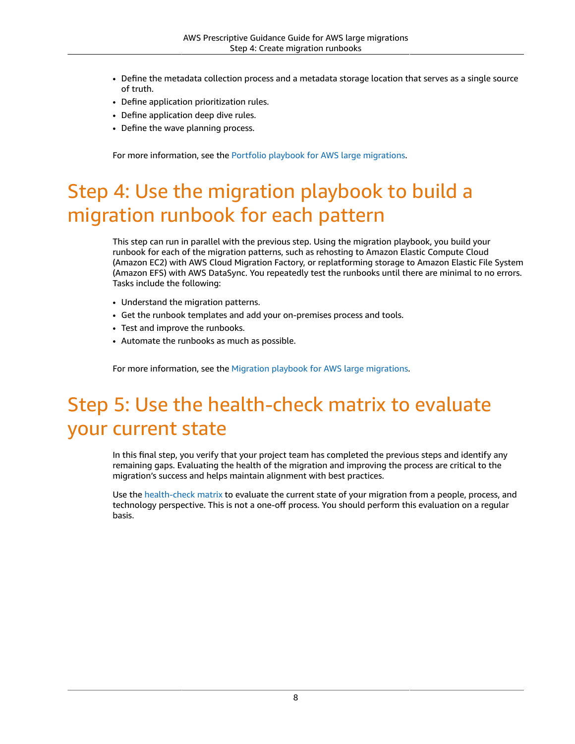- Define the metadata collection process and a metadata storage location that serves as a single source of truth.
- Define application prioritization rules.
- Define application deep dive rules.
- Define the wave planning process.

For more information, see the Portfolio playbook for AWS large migrations.

# Step 4: Use the migration playbook to build a migration runbook for each pattern

This step can run in parallel with the previous step. Using the migration playbook, you build your runbook for each of the migration patterns, such as rehosting to Amazon Elastic Compute Cloud (Amazon EC2) with AWS Cloud Migration Factory, or replatforming storage to Amazon Elastic File System (Amazon EFS) with AWS DataSync. You repeatedly test the runbooks until there are minimal to no errors. Tasks include the following:

- Understand the migration patterns.
- Get the runbook templates and add your on-premises process and tools.
- Test and improve the runbooks.
- Automate the runbooks as much as possible.

For more information, see the Migration playbook for AWS large migrations.

# Step 5: Use the health-check matrix to evaluate your current state

In this final step, you verify that your project team has completed the previous steps and identify any remaining gaps. Evaluating the health of the migration and improving the process are critical to the migration's success and helps maintain alignment with best practices.

Use the health-check matrix to evaluate the current state of your migration from a people, process, and technology perspective. This is not a one-off process. You should perform this evaluation on a regular basis.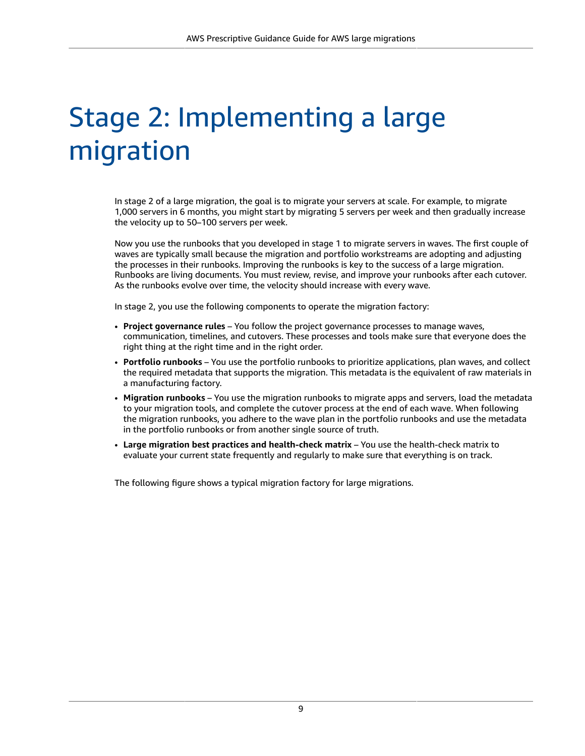# Stage 2: Implementing a large migration

In stage 2 of a large migration, the goal is to migrate your servers at scale. For example, to migrate 1,000 servers in 6 months, you might start by migrating 5 servers per week and then gradually increase the velocity up to 50–100 servers per week.

Now you use the runbooks that you developed in stage 1 to migrate servers in waves. The first couple of waves are typically small because the migration and portfolio workstreams are adopting and adjusting the processes in their runbooks. Improving the runbooks is key to the success of a large migration. Runbooks are living documents. You must review, revise, and improve your runbooks after each cutover. As the runbooks evolve over time, the velocity should increase with every wave.

In stage 2, you use the following components to operate the migration factory:

- **Project governance rules** – You follow the project governance processes to manage waves, communication, timelines, and cutovers. These processes and tools make sure that everyone does the right thing at the right time and in the right order.
- **Portfolio runbooks** – You use the portfolio runbooks to prioritize applications, plan waves, and collect the required metadata that supports the migration. This metadata is the equivalent of raw materials in a manufacturing factory.
- **Migration runbooks** – You use the migration runbooks to migrate apps and servers, load the metadata to your migration tools, and complete the cutover process at the end of each wave. When following the migration runbooks, you adhere to the wave plan in the portfolio runbooks and use the metadata in the portfolio runbooks or from another single source of truth.
- **Large migration best practices and health-check matrix** – You use the health-check matrix to evaluate your current state frequently and regularly to make sure that everything is on track.

The following figure shows a typical migration factory for large migrations.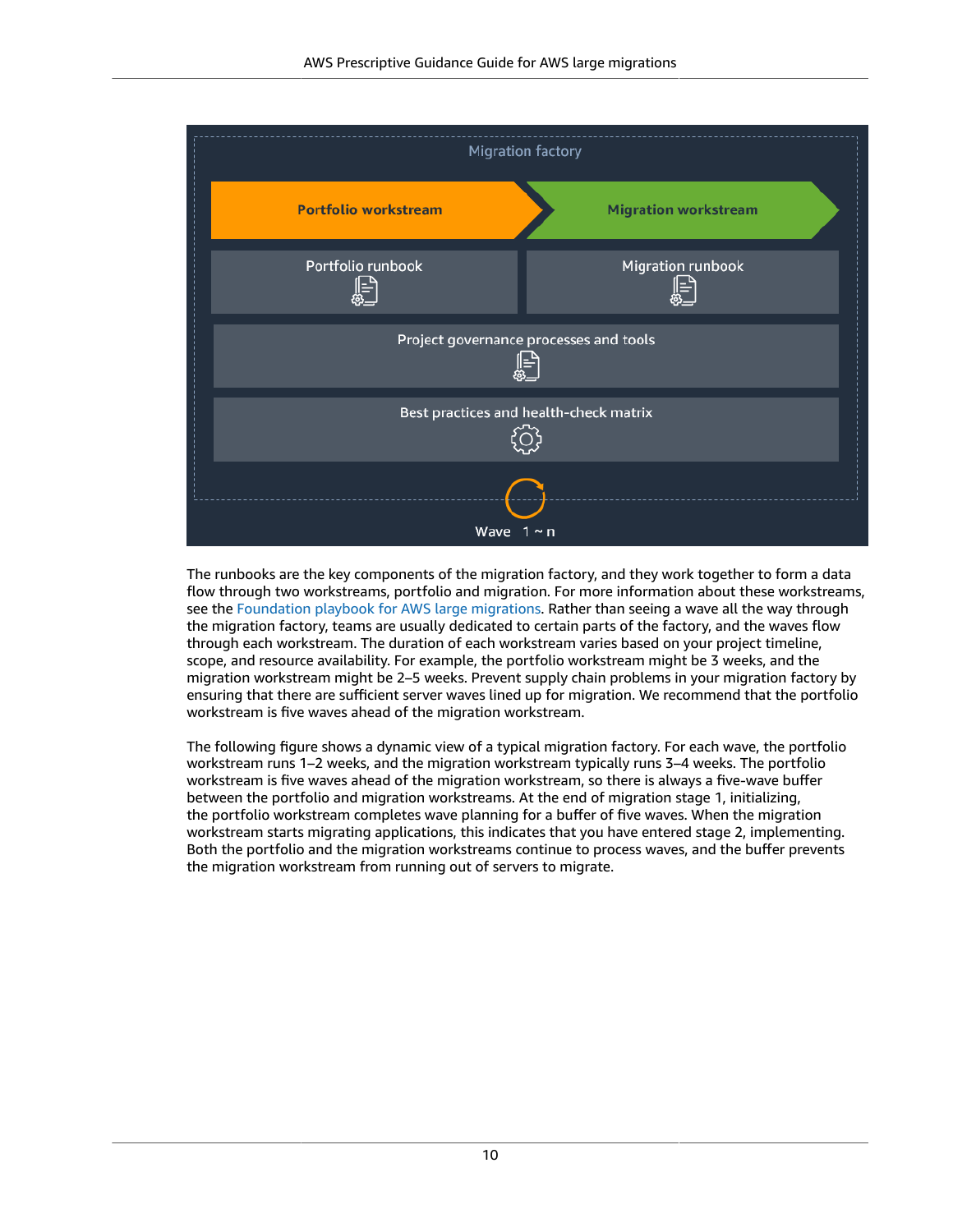Migration factory

Portfolio workstream | Migration workstream

Portfolio runbook | Migration runbook

Project governance processes and tools

Best practices and health-check matrix

Wave 1 ~ n

The runbooks are the key components of the migration factory, and they work together to form a data flow through two workstreams, portfolio and migration. For more information about these workstreams, see the Foundation playbook for AWS large migrations. Rather than seeing a wave all the way through the migration factory, teams are usually dedicated to certain parts of the factory, and the waves flow through each workstream. The duration of each workstream varies based on your project timeline, scope, and resource availability. For example, the portfolio workstream might be 3 weeks, and the migration workstream might be 2–5 weeks. Prevent supply chain problems in your migration factory by ensuring that there are sufficient server waves lined up for migration. We recommend that the portfolio workstream is five waves ahead of the migration workstream.

The following figure shows a dynamic view of a typical migration factory. For each wave, the portfolio workstream runs 1–2 weeks, and the migration workstream typically runs 3–4 weeks. The portfolio workstream is five waves ahead of the migration workstream, so there is always a five-wave buffer between the portfolio and migration workstreams. At the end of migration stage 1, initializing, the portfolio workstream completes wave planning for a buffer of five waves. When the migration workstream starts migrating applications, this indicates that you have entered stage 2, implementing. Both the portfolio and the migration workstreams continue to process waves, and the buffer prevents the migration workstream from running out of servers to migrate.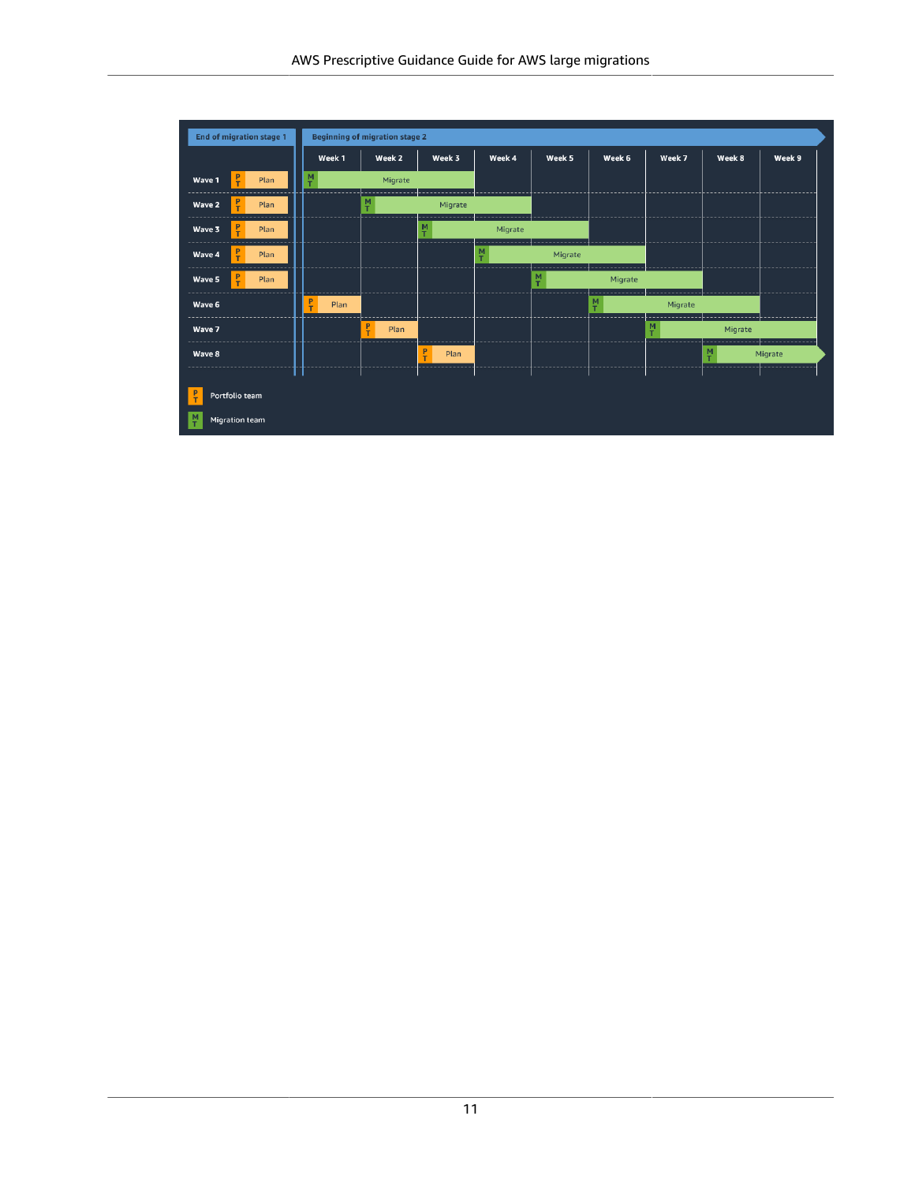| | End of migration stage 1 | Beginning of migration stage 2 | | | | | | | | |
|---|---|---|---|---|---|---|---|---|---|---|
| | | Week 1 | Week 2 | Week 3 | Week 4 | Week 5 | Week 6 | Week 7 | Week 8 | Week 9 |
| Wave 1 | PT Plan | MT Migrate | Migrate | Migrate | | | | | | |
| Wave 2 | PT Plan | | MT Migrate | Migrate | Migrate | | | | | |
| Wave 3 | PT Plan | | | MT Migrate | Migrate | Migrate | | | | |
| Wave 4 | PT Plan | | | | MT Migrate | Migrate | Migrate | | | |
| Wave 5 | PT Plan | | | | | MT Migrate | Migrate | Migrate | | |
| Wave 6 | | PT Plan | | | | | MT Migrate | Migrate | Migrate | |
| Wave 7 | | | PT Plan | | | | | MT Migrate | Migrate | Migrate |
| Wave 8 | | | | PT Plan | | | | | MT Migrate | Migrate |

PT: Portfolio team

MT: Migration team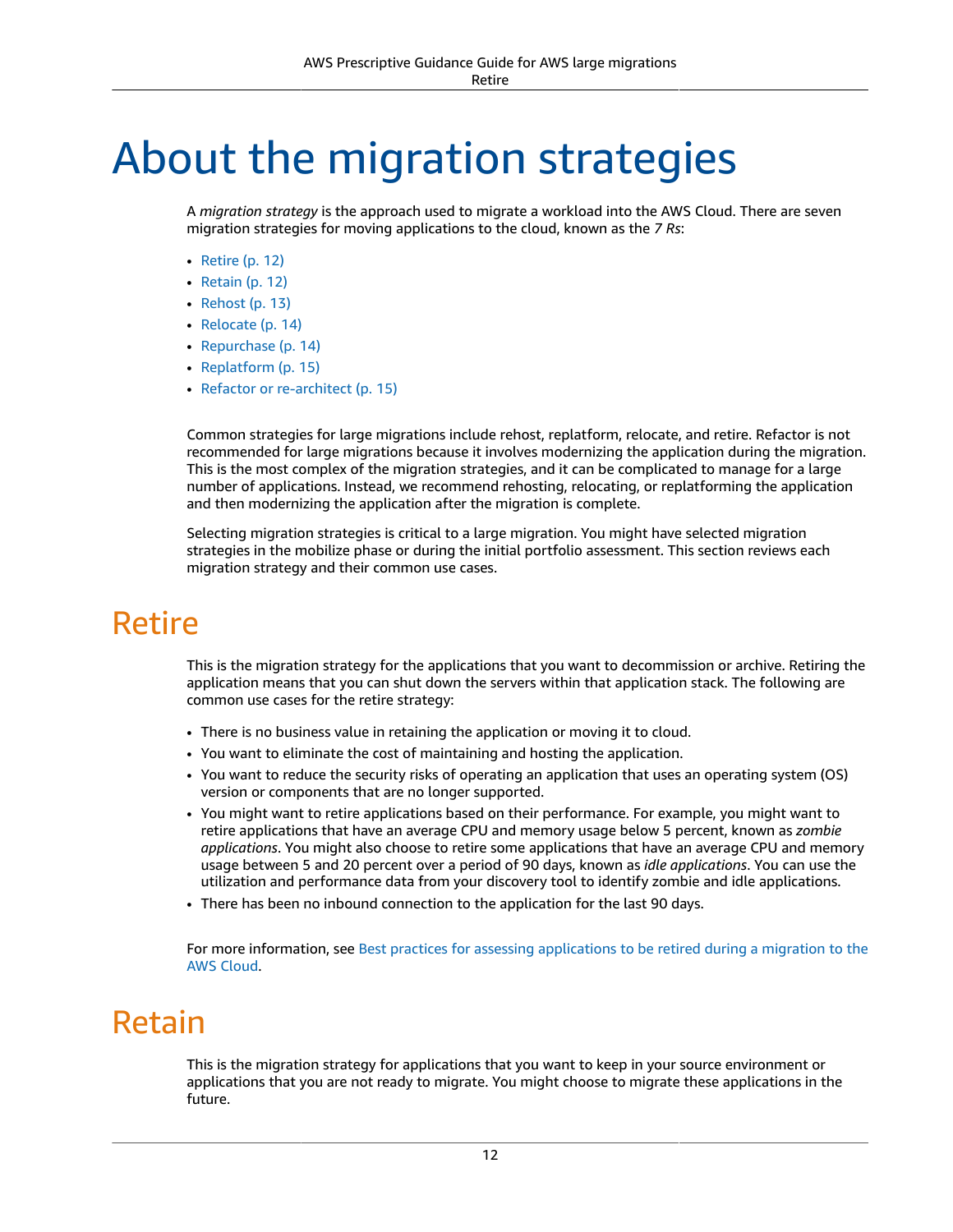# About the migration strategies

A *migration strategy* is the approach used to migrate a workload into the AWS Cloud. There are seven migration strategies for moving applications to the cloud, known as the *7 Rs*:

- Retire (p. 12)
- Retain (p. 12)
- Rehost (p. 13)
- Relocate (p. 14)
- Repurchase (p. 14)
- Replatform (p. 15)
- Refactor or re-architect (p. 15)

Common strategies for large migrations include rehost, replatform, relocate, and retire. Refactor is not recommended for large migrations because it involves modernizing the application during the migration. This is the most complex of the migration strategies, and it can be complicated to manage for a large number of applications. Instead, we recommend rehosting, relocating, or replatforming the application and then modernizing the application after the migration is complete.

Selecting migration strategies is critical to a large migration. You might have selected migration strategies in the mobilize phase or during the initial portfolio assessment. This section reviews each migration strategy and their common use cases.

## Retire

This is the migration strategy for the applications that you want to decommission or archive. Retiring the application means that you can shut down the servers within that application stack. The following are common use cases for the retire strategy:

- There is no business value in retaining the application or moving it to cloud.
- You want to eliminate the cost of maintaining and hosting the application.
- You want to reduce the security risks of operating an application that uses an operating system (OS) version or components that are no longer supported.
- You might want to retire applications based on their performance. For example, you might want to retire applications that have an average CPU and memory usage below 5 percent, known as *zombie applications*. You might also choose to retire some applications that have an average CPU and memory usage between 5 and 20 percent over a period of 90 days, known as *idle applications*. You can use the utilization and performance data from your discovery tool to identify zombie and idle applications.
- There has been no inbound connection to the application for the last 90 days.

For more information, see Best practices for assessing applications to be retired during a migration to the AWS Cloud.

## Retain

This is the migration strategy for applications that you want to keep in your source environment or applications that you are not ready to migrate. You might choose to migrate these applications in the future.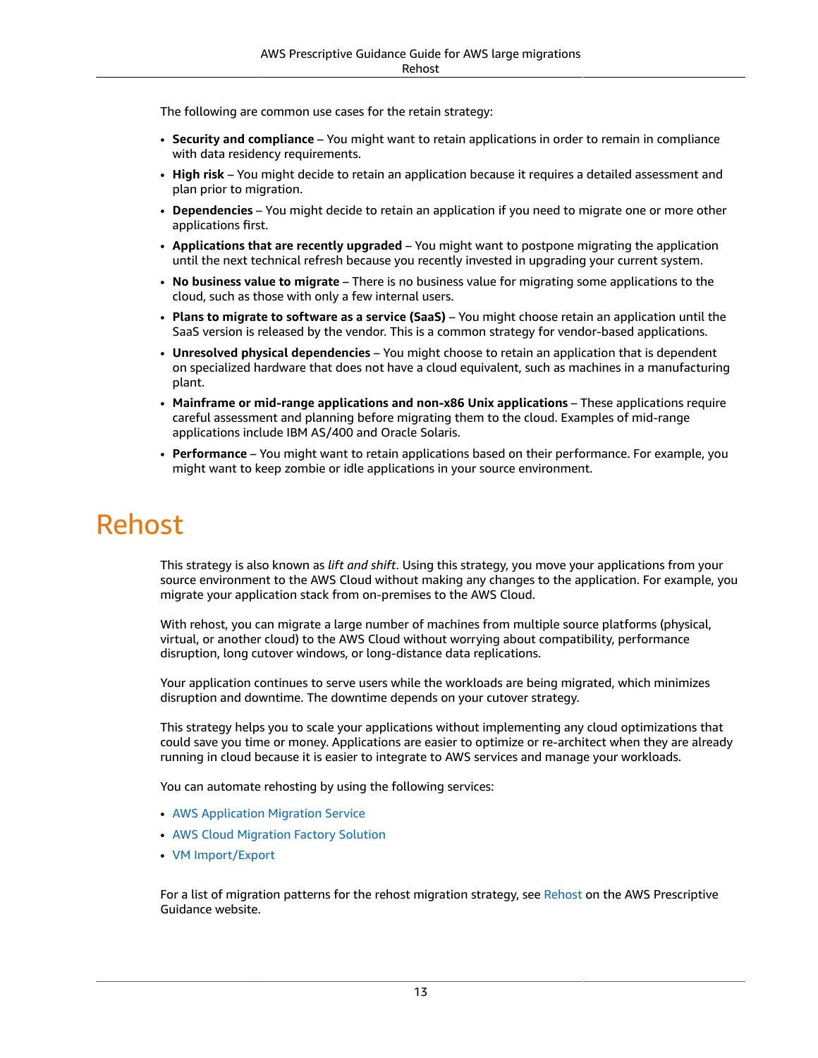The following are common use cases for the retain strategy:

- **Security and compliance** – You might want to retain applications in order to remain in compliance with data residency requirements.
- **High risk** – You might decide to retain an application because it requires a detailed assessment and plan prior to migration.
- **Dependencies** – You might decide to retain an application if you need to migrate one or more other applications first.
- **Applications that are recently upgraded** – You might want to postpone migrating the application until the next technical refresh because you recently invested in upgrading your current system.
- **No business value to migrate** – There is no business value for migrating some applications to the cloud, such as those with only a few internal users.
- **Plans to migrate to software as a service (SaaS)** – You might choose retain an application until the SaaS version is released by the vendor. This is a common strategy for vendor-based applications.
- **Unresolved physical dependencies** – You might choose to retain an application that is dependent on specialized hardware that does not have a cloud equivalent, such as machines in a manufacturing plant.
- **Mainframe or mid-range applications and non-x86 Unix applications** – These applications require careful assessment and planning before migrating them to the cloud. Examples of mid-range applications include IBM AS/400 and Oracle Solaris.
- **Performance** – You might want to retain applications based on their performance. For example, you might want to keep zombie or idle applications in your source environment.

# Rehost

This strategy is also known as *lift and shift*. Using this strategy, you move your applications from your source environment to the AWS Cloud without making any changes to the application. For example, you migrate your application stack from on-premises to the AWS Cloud.

With rehost, you can migrate a large number of machines from multiple source platforms (physical, virtual, or another cloud) to the AWS Cloud without worrying about compatibility, performance disruption, long cutover windows, or long-distance data replications.

Your application continues to serve users while the workloads are being migrated, which minimizes disruption and downtime. The downtime depends on your cutover strategy.

This strategy helps you to scale your applications without implementing any cloud optimizations that could save you time or money. Applications are easier to optimize or re-architect when they are already running in cloud because it is easier to integrate to AWS services and manage your workloads.

You can automate rehosting by using the following services:

- AWS Application Migration Service
- AWS Cloud Migration Factory Solution
- VM Import/Export

For a list of migration patterns for the rehost migration strategy, see Rehost on the AWS Prescriptive Guidance website.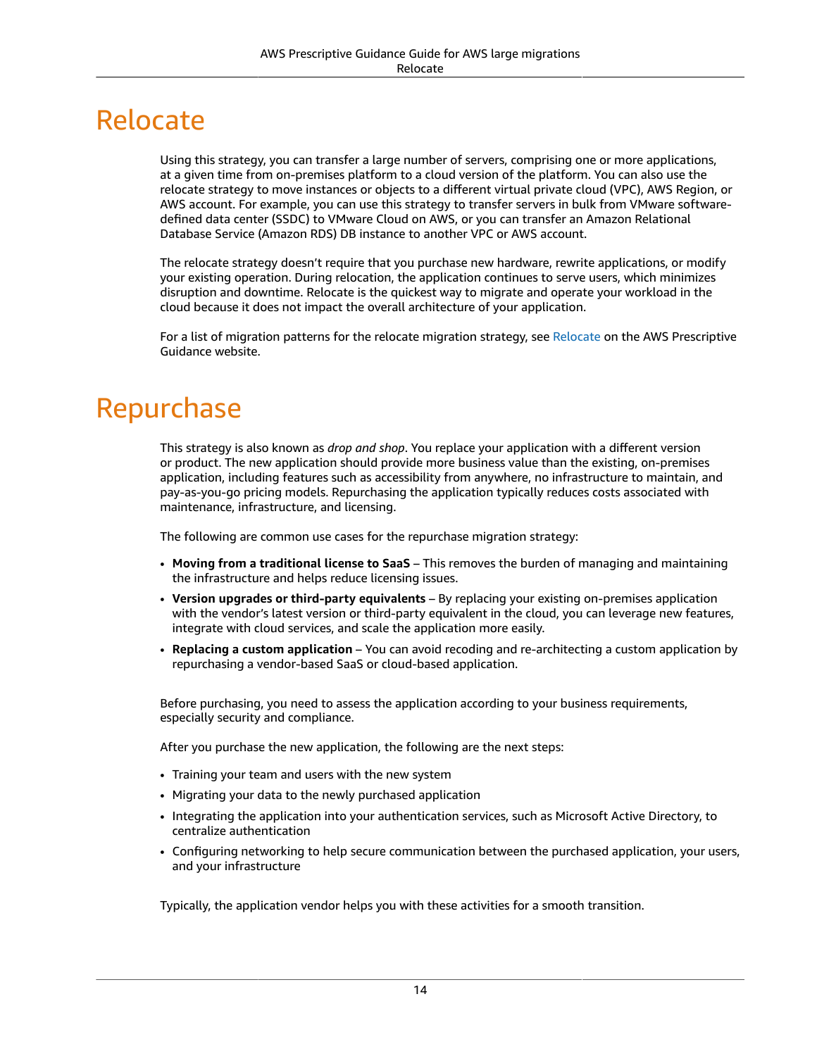# Relocate

Using this strategy, you can transfer a large number of servers, comprising one or more applications, at a given time from on-premises platform to a cloud version of the platform. You can also use the relocate strategy to move instances or objects to a different virtual private cloud (VPC), AWS Region, or AWS account. For example, you can use this strategy to transfer servers in bulk from VMware software-defined data center (SSDC) to VMware Cloud on AWS, or you can transfer an Amazon Relational Database Service (Amazon RDS) DB instance to another VPC or AWS account.

The relocate strategy doesn't require that you purchase new hardware, rewrite applications, or modify your existing operation. During relocation, the application continues to serve users, which minimizes disruption and downtime. Relocate is the quickest way to migrate and operate your workload in the cloud because it does not impact the overall architecture of your application.

For a list of migration patterns for the relocate migration strategy, see Relocate on the AWS Prescriptive Guidance website.

# Repurchase

This strategy is also known as *drop and shop*. You replace your application with a different version or product. The new application should provide more business value than the existing, on-premises application, including features such as accessibility from anywhere, no infrastructure to maintain, and pay-as-you-go pricing models. Repurchasing the application typically reduces costs associated with maintenance, infrastructure, and licensing.

The following are common use cases for the repurchase migration strategy:

- **Moving from a traditional license to SaaS** – This removes the burden of managing and maintaining the infrastructure and helps reduce licensing issues.
- **Version upgrades or third-party equivalents** – By replacing your existing on-premises application with the vendor's latest version or third-party equivalent in the cloud, you can leverage new features, integrate with cloud services, and scale the application more easily.
- **Replacing a custom application** – You can avoid recoding and re-architecting a custom application by repurchasing a vendor-based SaaS or cloud-based application.

Before purchasing, you need to assess the application according to your business requirements, especially security and compliance.

After you purchase the new application, the following are the next steps:

- Training your team and users with the new system
- Migrating your data to the newly purchased application
- Integrating the application into your authentication services, such as Microsoft Active Directory, to centralize authentication
- Configuring networking to help secure communication between the purchased application, your users, and your infrastructure

Typically, the application vendor helps you with these activities for a smooth transition.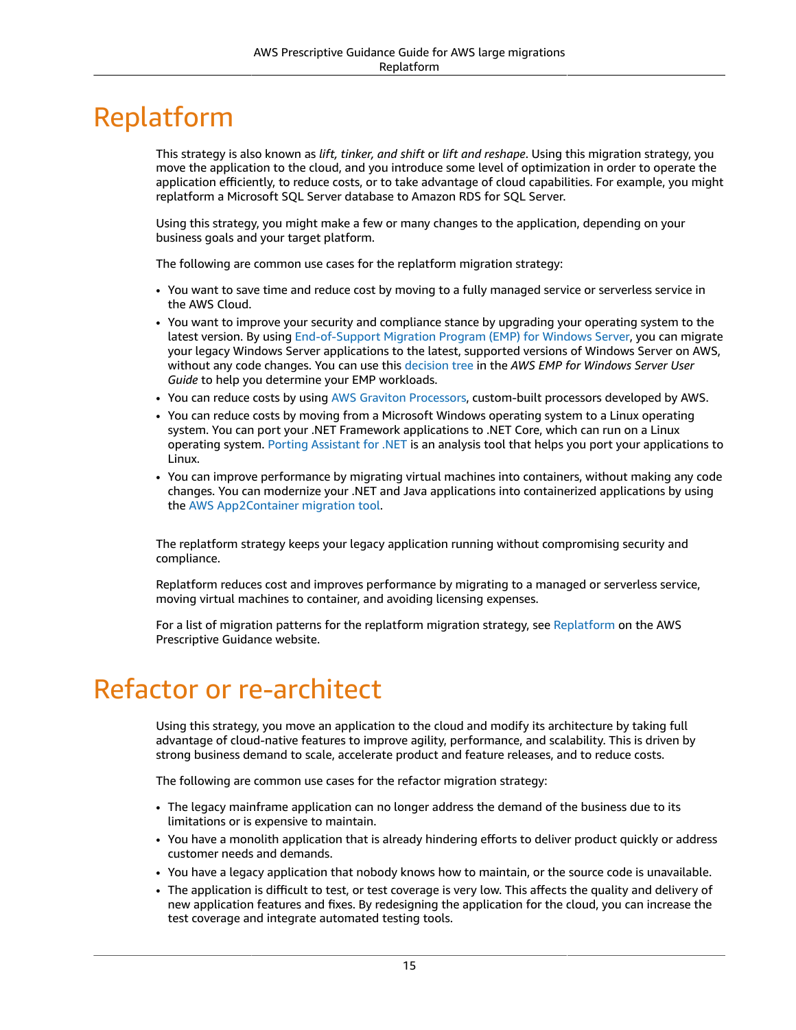# Replatform

This strategy is also known as *lift, tinker, and shift* or *lift and reshape*. Using this migration strategy, you move the application to the cloud, and you introduce some level of optimization in order to operate the application efficiently, to reduce costs, or to take advantage of cloud capabilities. For example, you might replatform a Microsoft SQL Server database to Amazon RDS for SQL Server.

Using this strategy, you might make a few or many changes to the application, depending on your business goals and your target platform.

The following are common use cases for the replatform migration strategy:

- You want to save time and reduce cost by moving to a fully managed service or serverless service in the AWS Cloud.
- You want to improve your security and compliance stance by upgrading your operating system to the latest version. By using End-of-Support Migration Program (EMP) for Windows Server, you can migrate your legacy Windows Server applications to the latest, supported versions of Windows Server on AWS, without any code changes. You can use this decision tree in the *AWS EMP for Windows Server User Guide* to help you determine your EMP workloads.
- You can reduce costs by using AWS Graviton Processors, custom-built processors developed by AWS.
- You can reduce costs by moving from a Microsoft Windows operating system to a Linux operating system. You can port your .NET Framework applications to .NET Core, which can run on a Linux operating system. Porting Assistant for .NET is an analysis tool that helps you port your applications to Linux.
- You can improve performance by migrating virtual machines into containers, without making any code changes. You can modernize your .NET and Java applications into containerized applications by using the AWS App2Container migration tool.

The replatform strategy keeps your legacy application running without compromising security and compliance.

Replatform reduces cost and improves performance by migrating to a managed or serverless service, moving virtual machines to container, and avoiding licensing expenses.

For a list of migration patterns for the replatform migration strategy, see Replatform on the AWS Prescriptive Guidance website.

# Refactor or re-architect

Using this strategy, you move an application to the cloud and modify its architecture by taking full advantage of cloud-native features to improve agility, performance, and scalability. This is driven by strong business demand to scale, accelerate product and feature releases, and to reduce costs.

The following are common use cases for the refactor migration strategy:

- The legacy mainframe application can no longer address the demand of the business due to its limitations or is expensive to maintain.
- You have a monolith application that is already hindering efforts to deliver product quickly or address customer needs and demands.
- You have a legacy application that nobody knows how to maintain, or the source code is unavailable.
- The application is difficult to test, or test coverage is very low. This affects the quality and delivery of new application features and fixes. By redesigning the application for the cloud, you can increase the test coverage and integrate automated testing tools.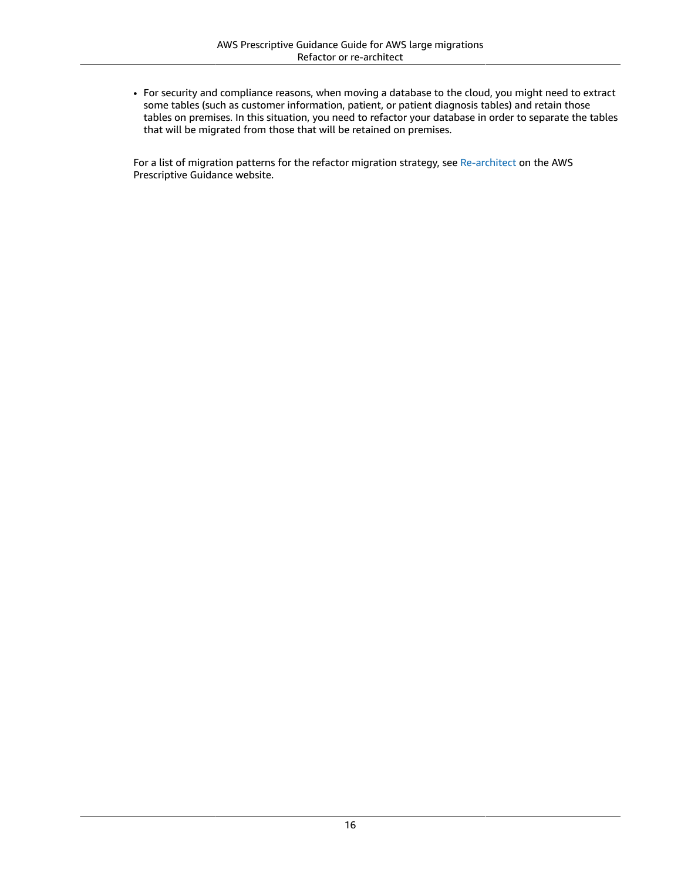- For security and compliance reasons, when moving a database to the cloud, you might need to extract some tables (such as customer information, patient, or patient diagnosis tables) and retain those tables on premises. In this situation, you need to refactor your database in order to separate the tables that will be migrated from those that will be retained on premises.

For a list of migration patterns for the refactor migration strategy, see Re-architect on the AWS Prescriptive Guidance website.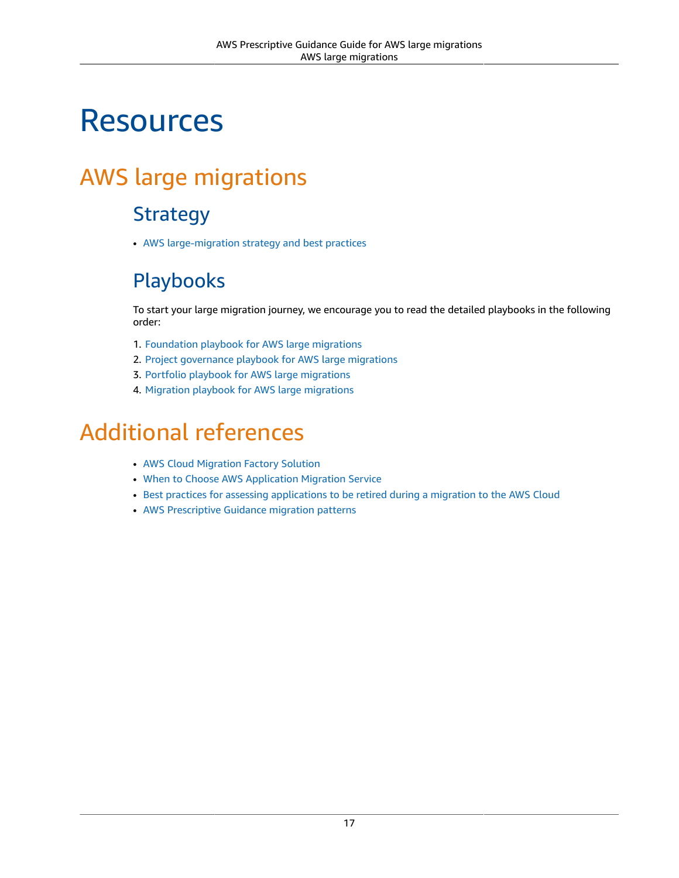# Resources

## AWS large migrations

### Strategy

- AWS large-migration strategy and best practices

### Playbooks

To start your large migration journey, we encourage you to read the detailed playbooks in the following order:

1. Foundation playbook for AWS large migrations
2. Project governance playbook for AWS large migrations
3. Portfolio playbook for AWS large migrations
4. Migration playbook for AWS large migrations

## Additional references

- AWS Cloud Migration Factory Solution
- When to Choose AWS Application Migration Service
- Best practices for assessing applications to be retired during a migration to the AWS Cloud
- AWS Prescriptive Guidance migration patterns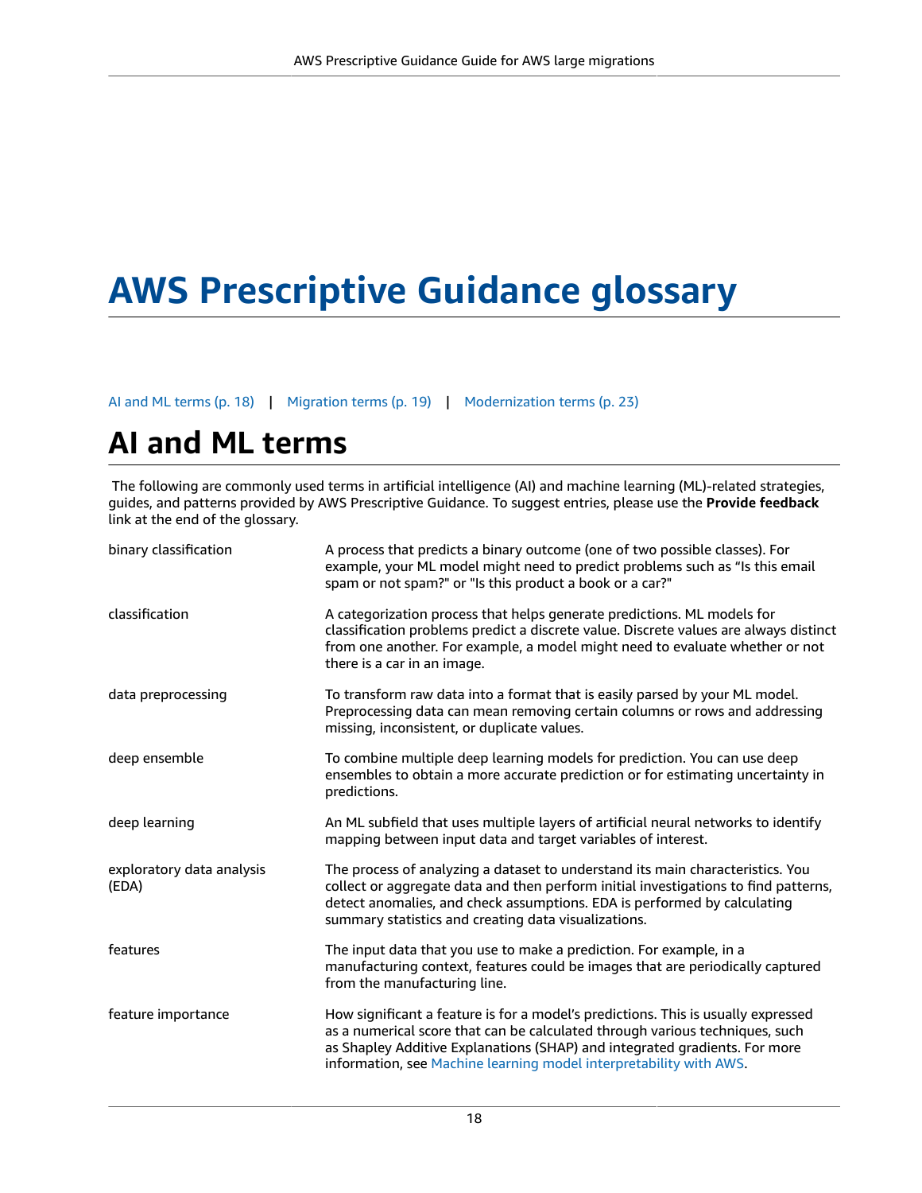# AWS Prescriptive Guidance glossary

AI and ML terms (p. 18) | Migration terms (p. 19) | Modernization terms (p. 23)

## AI and ML terms

The following are commonly used terms in artificial intelligence (AI) and machine learning (ML)-related strategies, guides, and patterns provided by AWS Prescriptive Guidance. To suggest entries, please use the **Provide feedback** link at the end of the glossary.

| | |
|---|---|
| binary classification | A process that predicts a binary outcome (one of two possible classes). For example, your ML model might need to predict problems such as "Is this email spam or not spam?" or "Is this product a book or a car?" |
| classification | A categorization process that helps generate predictions. ML models for classification problems predict a discrete value. Discrete values are always distinct from one another. For example, a model might need to evaluate whether or not there is a car in an image. |
| data preprocessing | To transform raw data into a format that is easily parsed by your ML model. Preprocessing data can mean removing certain columns or rows and addressing missing, inconsistent, or duplicate values. |
| deep ensemble | To combine multiple deep learning models for prediction. You can use deep ensembles to obtain a more accurate prediction or for estimating uncertainty in predictions. |
| deep learning | An ML subfield that uses multiple layers of artificial neural networks to identify mapping between input data and target variables of interest. |
| exploratory data analysis (EDA) | The process of analyzing a dataset to understand its main characteristics. You collect or aggregate data and then perform initial investigations to find patterns, detect anomalies, and check assumptions. EDA is performed by calculating summary statistics and creating data visualizations. |
| features | The input data that you use to make a prediction. For example, in a manufacturing context, features could be images that are periodically captured from the manufacturing line. |
| feature importance | How significant a feature is for a model's predictions. This is usually expressed as a numerical score that can be calculated through various techniques, such as Shapley Additive Explanations (SHAP) and integrated gradients. For more information, see Machine learning model interpretability with AWS. |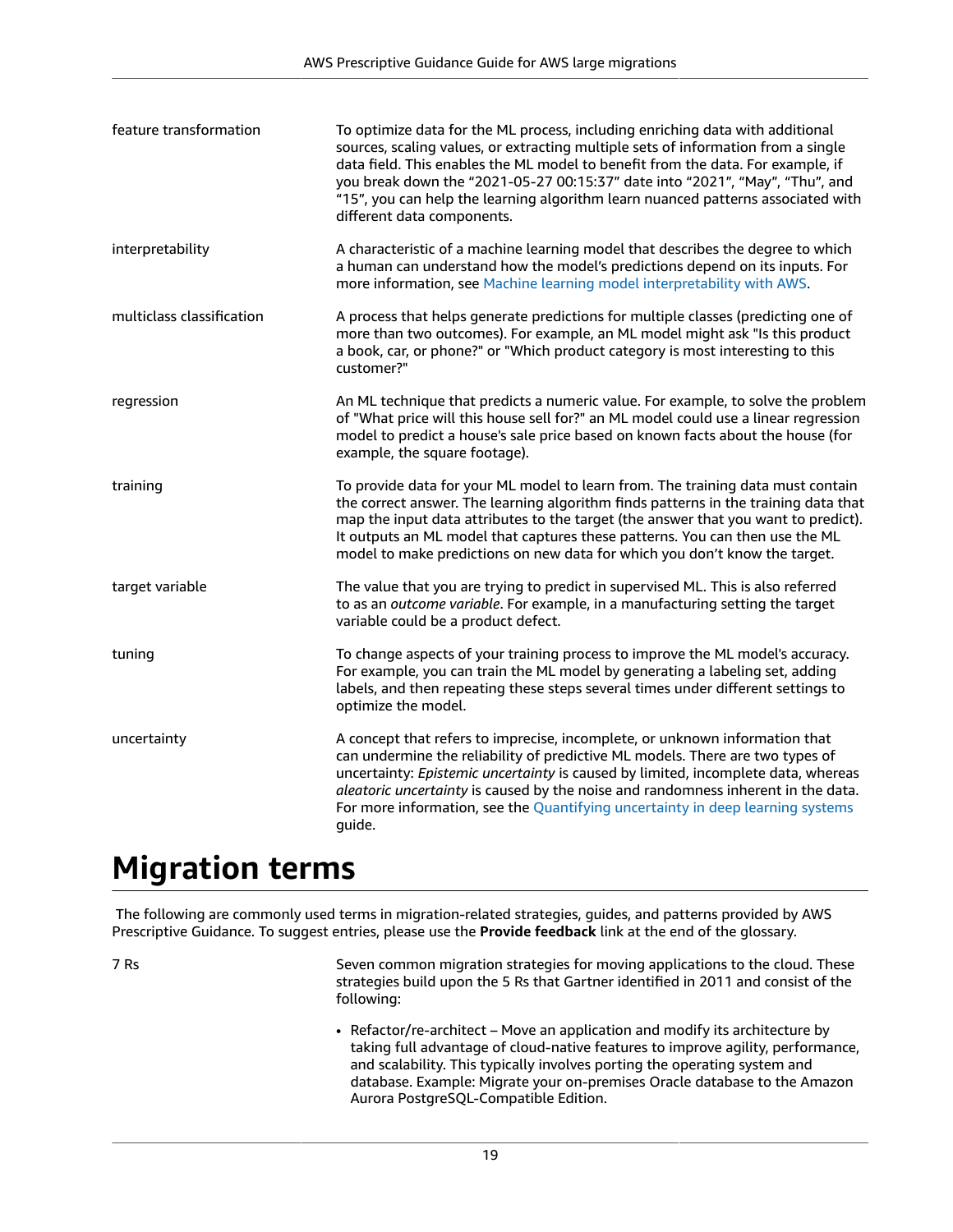| | |
|---|---|
| feature transformation | To optimize data for the ML process, including enriching data with additional sources, scaling values, or extracting multiple sets of information from a single data field. This enables the ML model to benefit from the data. For example, if you break down the “2021-05-27 00:15:37” date into “2021”, “May”, “Thu”, and “15”, you can help the learning algorithm learn nuanced patterns associated with different data components. |
| interpretability | A characteristic of a machine learning model that describes the degree to which a human can understand how the model’s predictions depend on its inputs. For more information, see Machine learning model interpretability with AWS. |
| multiclass classification | A process that helps generate predictions for multiple classes (predicting one of more than two outcomes). For example, an ML model might ask "Is this product a book, car, or phone?" or "Which product category is most interesting to this customer?" |
| regression | An ML technique that predicts a numeric value. For example, to solve the problem of "What price will this house sell for?" an ML model could use a linear regression model to predict a house's sale price based on known facts about the house (for example, the square footage). |
| training | To provide data for your ML model to learn from. The training data must contain the correct answer. The learning algorithm finds patterns in the training data that map the input data attributes to the target (the answer that you want to predict). It outputs an ML model that captures these patterns. You can then use the ML model to make predictions on new data for which you don’t know the target. |
| target variable | The value that you are trying to predict in supervised ML. This is also referred to as an *outcome variable*. For example, in a manufacturing setting the target variable could be a product defect. |
| tuning | To change aspects of your training process to improve the ML model's accuracy. For example, you can train the ML model by generating a labeling set, adding labels, and then repeating these steps several times under different settings to optimize the model. |
| uncertainty | A concept that refers to imprecise, incomplete, or unknown information that can undermine the reliability of predictive ML models. There are two types of uncertainty: *Epistemic uncertainty* is caused by limited, incomplete data, whereas *aleatoric uncertainty* is caused by the noise and randomness inherent in the data. For more information, see the Quantifying uncertainty in deep learning systems guide. |

# Migration terms

The following are commonly used terms in migration-related strategies, guides, and patterns provided by AWS Prescriptive Guidance. To suggest entries, please use the **Provide feedback** link at the end of the glossary.

7 Rs

Seven common migration strategies for moving applications to the cloud. These strategies build upon the 5 Rs that Gartner identified in 2011 and consist of the following:

- Refactor/re-architect – Move an application and modify its architecture by taking full advantage of cloud-native features to improve agility, performance, and scalability. This typically involves porting the operating system and database. Example: Migrate your on-premises Oracle database to the Amazon Aurora PostgreSQL-Compatible Edition.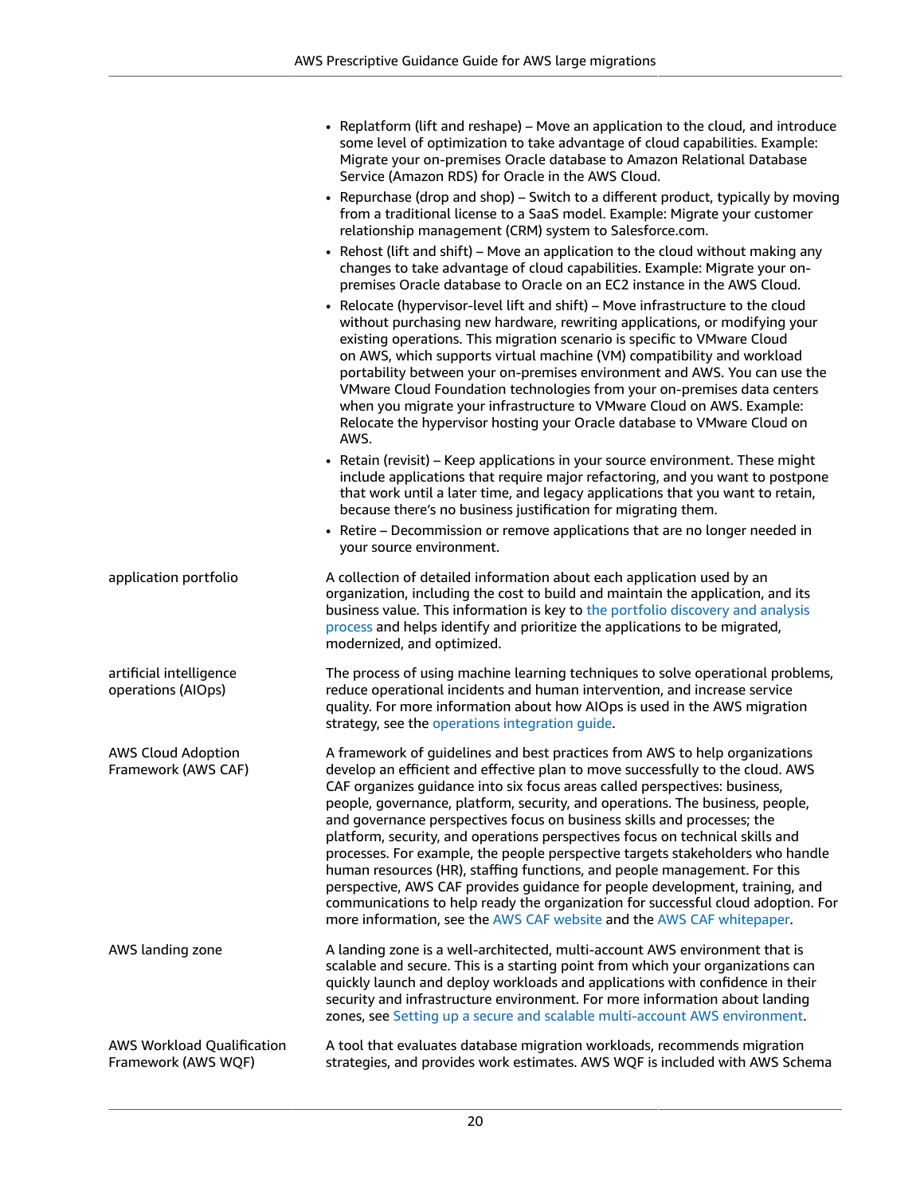- Replatform (lift and reshape) – Move an application to the cloud, and introduce some level of optimization to take advantage of cloud capabilities. Example: Migrate your on-premises Oracle database to Amazon Relational Database Service (Amazon RDS) for Oracle in the AWS Cloud.
- Repurchase (drop and shop) – Switch to a different product, typically by moving from a traditional license to a SaaS model. Example: Migrate your customer relationship management (CRM) system to Salesforce.com.
- Rehost (lift and shift) – Move an application to the cloud without making any changes to take advantage of cloud capabilities. Example: Migrate your on-premises Oracle database to Oracle on an EC2 instance in the AWS Cloud.
- Relocate (hypervisor-level lift and shift) – Move infrastructure to the cloud without purchasing new hardware, rewriting applications, or modifying your existing operations. This migration scenario is specific to VMware Cloud on AWS, which supports virtual machine (VM) compatibility and workload portability between your on-premises environment and AWS. You can use the VMware Cloud Foundation technologies from your on-premises data centers when you migrate your infrastructure to VMware Cloud on AWS. Example: Relocate the hypervisor hosting your Oracle database to VMware Cloud on AWS.
- Retain (revisit) – Keep applications in your source environment. These might include applications that require major refactoring, and you want to postpone that work until a later time, and legacy applications that you want to retain, because there's no business justification for migrating them.
- Retire – Decommission or remove applications that are no longer needed in your source environment.

**application portfolio**

A collection of detailed information about each application used by an organization, including the cost to build and maintain the application, and its business value. This information is key to the portfolio discovery and analysis process and helps identify and prioritize the applications to be migrated, modernized, and optimized.

**artificial intelligence operations (AIOps)**

The process of using machine learning techniques to solve operational problems, reduce operational incidents and human intervention, and increase service quality. For more information about how AIOps is used in the AWS migration strategy, see the operations integration guide.

**AWS Cloud Adoption Framework (AWS CAF)**

A framework of guidelines and best practices from AWS to help organizations develop an efficient and effective plan to move successfully to the cloud. AWS CAF organizes guidance into six focus areas called perspectives: business, people, governance, platform, security, and operations. The business, people, and governance perspectives focus on business skills and processes; the platform, security, and operations perspectives focus on technical skills and processes. For example, the people perspective targets stakeholders who handle human resources (HR), staffing functions, and people management. For this perspective, AWS CAF provides guidance for people development, training, and communications to help ready the organization for successful cloud adoption. For more information, see the AWS CAF website and the AWS CAF whitepaper.

**AWS landing zone**

A landing zone is a well-architected, multi-account AWS environment that is scalable and secure. This is a starting point from which your organizations can quickly launch and deploy workloads and applications with confidence in their security and infrastructure environment. For more information about landing zones, see Setting up a secure and scalable multi-account AWS environment.

**AWS Workload Qualification Framework (AWS WQF)**

A tool that evaluates database migration workloads, recommends migration strategies, and provides work estimates. AWS WQF is included with AWS Schema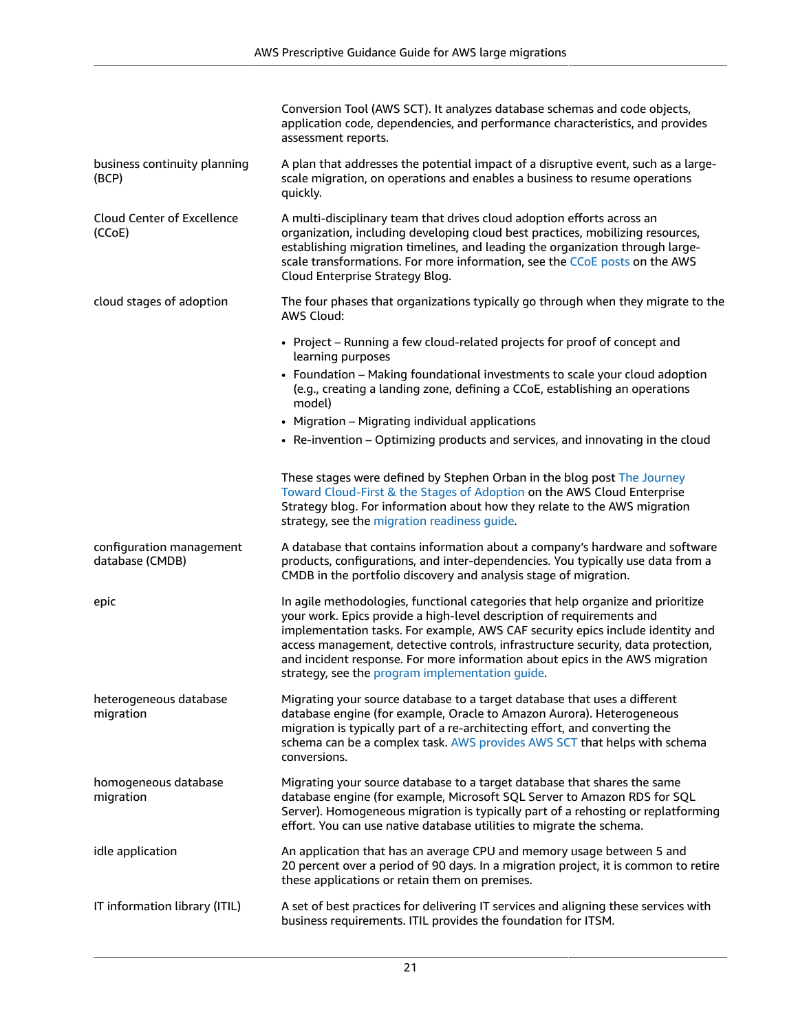| | |
|---|---|
| | Conversion Tool (AWS SCT). It analyzes database schemas and code objects, application code, dependencies, and performance characteristics, and provides assessment reports. |
| business continuity planning (BCP) | A plan that addresses the potential impact of a disruptive event, such as a large-scale migration, on operations and enables a business to resume operations quickly. |
| Cloud Center of Excellence (CCoE) | A multi-disciplinary team that drives cloud adoption efforts across an organization, including developing cloud best practices, mobilizing resources, establishing migration timelines, and leading the organization through large-scale transformations. For more information, see the CCoE posts on the AWS Cloud Enterprise Strategy Blog. |
| cloud stages of adoption | The four phases that organizations typically go through when they migrate to the AWS Cloud:<br><br>• Project – Running a few cloud-related projects for proof of concept and learning purposes<br>• Foundation – Making foundational investments to scale your cloud adoption (e.g., creating a landing zone, defining a CCoE, establishing an operations model)<br>• Migration – Migrating individual applications<br>• Re-invention – Optimizing products and services, and innovating in the cloud<br><br>These stages were defined by Stephen Orban in the blog post The Journey Toward Cloud-First & the Stages of Adoption on the AWS Cloud Enterprise Strategy blog. For information about how they relate to the AWS migration strategy, see the migration readiness guide. |
| configuration management database (CMDB) | A database that contains information about a company's hardware and software products, configurations, and inter-dependencies. You typically use data from a CMDB in the portfolio discovery and analysis stage of migration. |
| epic | In agile methodologies, functional categories that help organize and prioritize your work. Epics provide a high-level description of requirements and implementation tasks. For example, AWS CAF security epics include identity and access management, detective controls, infrastructure security, data protection, and incident response. For more information about epics in the AWS migration strategy, see the program implementation guide. |
| heterogeneous database migration | Migrating your source database to a target database that uses a different database engine (for example, Oracle to Amazon Aurora). Heterogeneous migration is typically part of a re-architecting effort, and converting the schema can be a complex task. AWS provides AWS SCT that helps with schema conversions. |
| homogeneous database migration | Migrating your source database to a target database that shares the same database engine (for example, Microsoft SQL Server to Amazon RDS for SQL Server). Homogeneous migration is typically part of a rehosting or replatforming effort. You can use native database utilities to migrate the schema. |
| idle application | An application that has an average CPU and memory usage between 5 and 20 percent over a period of 90 days. In a migration project, it is common to retire these applications or retain them on premises. |
| IT information library (ITIL) | A set of best practices for delivering IT services and aligning these services with business requirements. ITIL provides the foundation for ITSM. |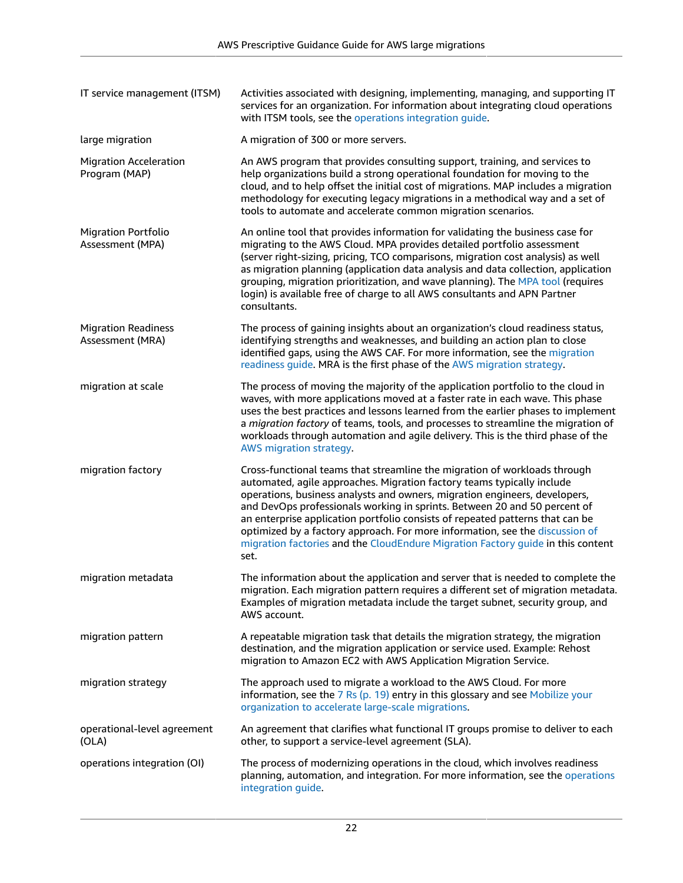| | |
|---|---|
| IT service management (ITSM) | Activities associated with designing, implementing, managing, and supporting IT services for an organization. For information about integrating cloud operations with ITSM tools, see the operations integration guide. |
| large migration | A migration of 300 or more servers. |
| Migration Acceleration Program (MAP) | An AWS program that provides consulting support, training, and services to help organizations build a strong operational foundation for moving to the cloud, and to help offset the initial cost of migrations. MAP includes a migration methodology for executing legacy migrations in a methodical way and a set of tools to automate and accelerate common migration scenarios. |
| Migration Portfolio Assessment (MPA) | An online tool that provides information for validating the business case for migrating to the AWS Cloud. MPA provides detailed portfolio assessment (server right-sizing, pricing, TCO comparisons, migration cost analysis) as well as migration planning (application data analysis and data collection, application grouping, migration prioritization, and wave planning). The MPA tool (requires login) is available free of charge to all AWS consultants and APN Partner consultants. |
| Migration Readiness Assessment (MRA) | The process of gaining insights about an organization's cloud readiness status, identifying strengths and weaknesses, and building an action plan to close identified gaps, using the AWS CAF. For more information, see the migration readiness guide. MRA is the first phase of the AWS migration strategy. |
| migration at scale | The process of moving the majority of the application portfolio to the cloud in waves, with more applications moved at a faster rate in each wave. This phase uses the best practices and lessons learned from the earlier phases to implement a *migration factory* of teams, tools, and processes to streamline the migration of workloads through automation and agile delivery. This is the third phase of the AWS migration strategy. |
| migration factory | Cross-functional teams that streamline the migration of workloads through automated, agile approaches. Migration factory teams typically include operations, business analysts and owners, migration engineers, developers, and DevOps professionals working in sprints. Between 20 and 50 percent of an enterprise application portfolio consists of repeated patterns that can be optimized by a factory approach. For more information, see the discussion of migration factories and the CloudEndure Migration Factory guide in this content set. |
| migration metadata | The information about the application and server that is needed to complete the migration. Each migration pattern requires a different set of migration metadata. Examples of migration metadata include the target subnet, security group, and AWS account. |
| migration pattern | A repeatable migration task that details the migration strategy, the migration destination, and the migration application or service used. Example: Rehost migration to Amazon EC2 with AWS Application Migration Service. |
| migration strategy | The approach used to migrate a workload to the AWS Cloud. For more information, see the 7 Rs (p. 19) entry in this glossary and see Mobilize your organization to accelerate large-scale migrations. |
| operational-level agreement (OLA) | An agreement that clarifies what functional IT groups promise to deliver to each other, to support a service-level agreement (SLA). |
| operations integration (OI) | The process of modernizing operations in the cloud, which involves readiness planning, automation, and integration. For more information, see the operations integration guide. |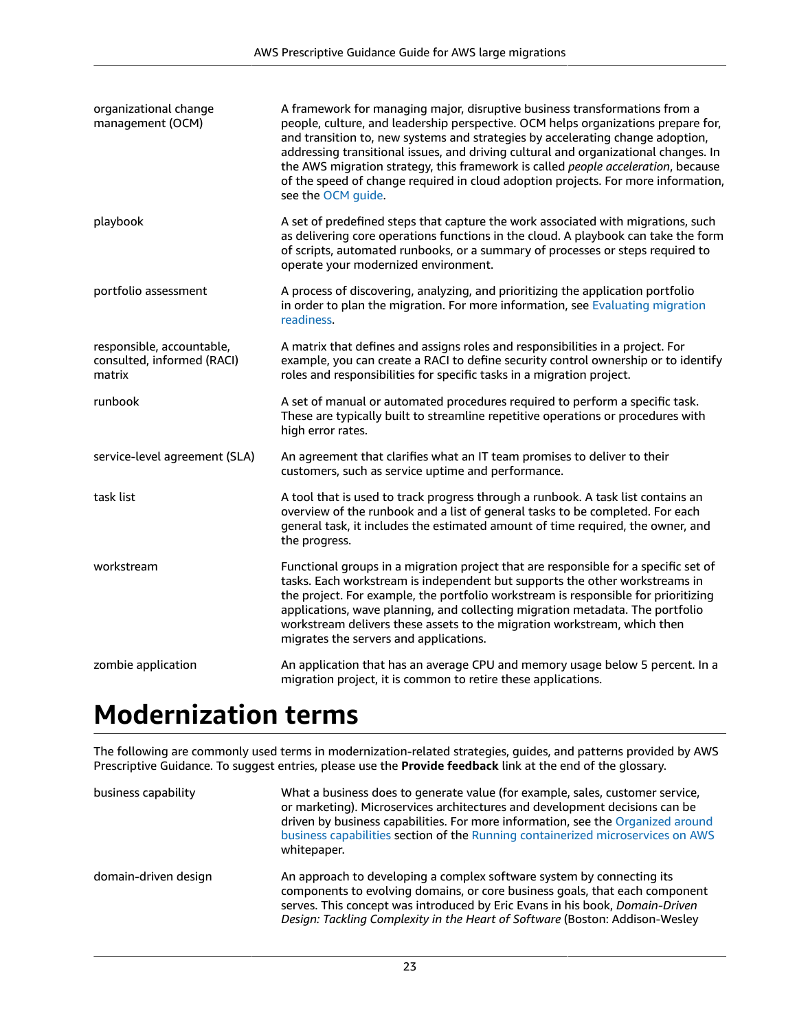| | |
|---|---|
| organizational change management (OCM) | A framework for managing major, disruptive business transformations from a people, culture, and leadership perspective. OCM helps organizations prepare for, and transition to, new systems and strategies by accelerating change adoption, addressing transitional issues, and driving cultural and organizational changes. In the AWS migration strategy, this framework is called *people acceleration*, because of the speed of change required in cloud adoption projects. For more information, see the OCM guide. |
| playbook | A set of predefined steps that capture the work associated with migrations, such as delivering core operations functions in the cloud. A playbook can take the form of scripts, automated runbooks, or a summary of processes or steps required to operate your modernized environment. |
| portfolio assessment | A process of discovering, analyzing, and prioritizing the application portfolio in order to plan the migration. For more information, see Evaluating migration readiness. |
| responsible, accountable, consulted, informed (RACI) matrix | A matrix that defines and assigns roles and responsibilities in a project. For example, you can create a RACI to define security control ownership or to identify roles and responsibilities for specific tasks in a migration project. |
| runbook | A set of manual or automated procedures required to perform a specific task. These are typically built to streamline repetitive operations or procedures with high error rates. |
| service-level agreement (SLA) | An agreement that clarifies what an IT team promises to deliver to their customers, such as service uptime and performance. |
| task list | A tool that is used to track progress through a runbook. A task list contains an overview of the runbook and a list of general tasks to be completed. For each general task, it includes the estimated amount of time required, the owner, and the progress. |
| workstream | Functional groups in a migration project that are responsible for a specific set of tasks. Each workstream is independent but supports the other workstreams in the project. For example, the portfolio workstream is responsible for prioritizing applications, wave planning, and collecting migration metadata. The portfolio workstream delivers these assets to the migration workstream, which then migrates the servers and applications. |
| zombie application | An application that has an average CPU and memory usage below 5 percent. In a migration project, it is common to retire these applications. |

# Modernization terms

The following are commonly used terms in modernization-related strategies, guides, and patterns provided by AWS Prescriptive Guidance. To suggest entries, please use the **Provide feedback** link at the end of the glossary.

| | |
|---|---|
| business capability | What a business does to generate value (for example, sales, customer service, or marketing). Microservices architectures and development decisions can be driven by business capabilities. For more information, see the Organized around business capabilities section of the Running containerized microservices on AWS whitepaper. |
| domain-driven design | An approach to developing a complex software system by connecting its components to evolving domains, or core business goals, that each component serves. This concept was introduced by Eric Evans in his book, *Domain-Driven Design: Tackling Complexity in the Heart of Software* (Boston: Addison-Wesley |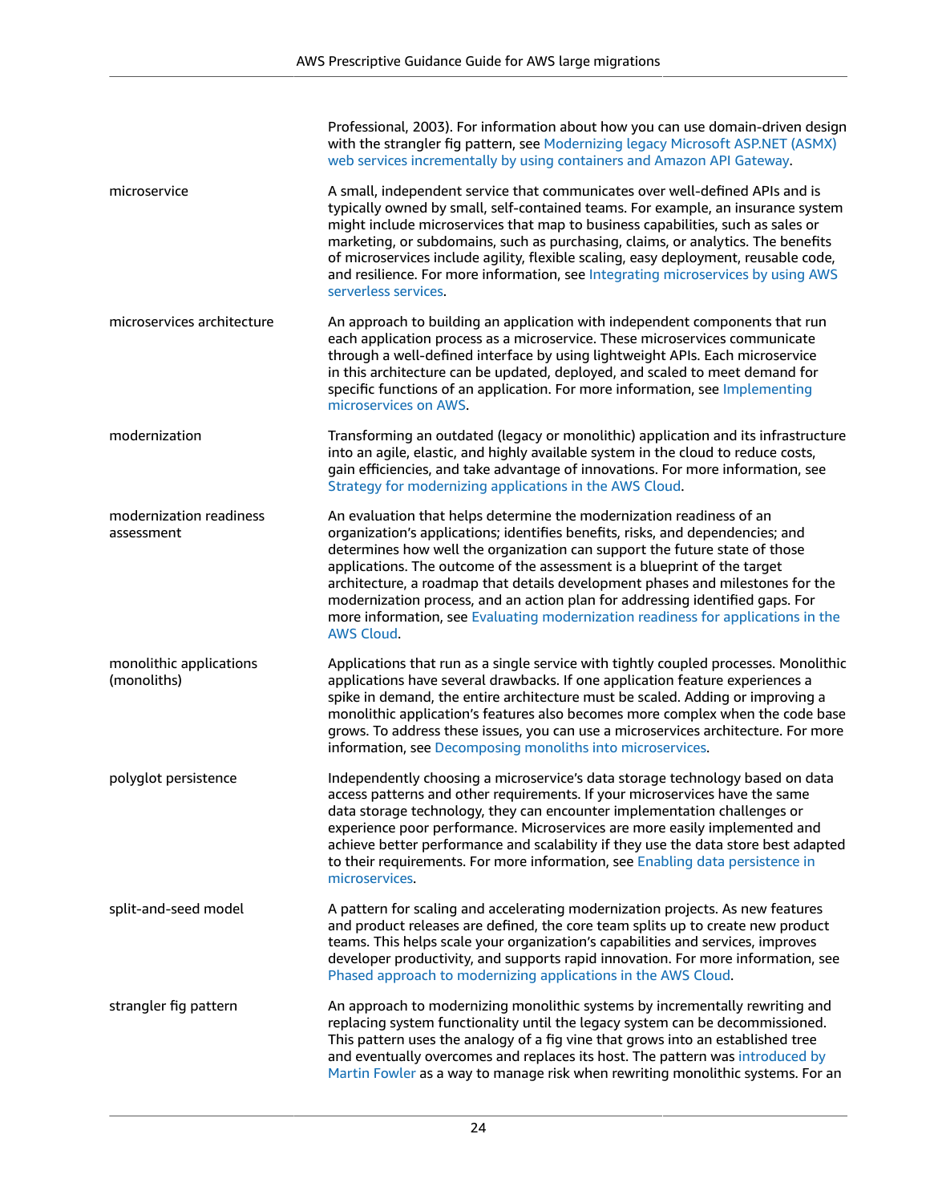| | |
|---|---|
| | Professional, 2003). For information about how you can use domain-driven design with the strangler fig pattern, see Modernizing legacy Microsoft ASP.NET (ASMX) web services incrementally by using containers and Amazon API Gateway. |
| microservice | A small, independent service that communicates over well-defined APIs and is typically owned by small, self-contained teams. For example, an insurance system might include microservices that map to business capabilities, such as sales or marketing, or subdomains, such as purchasing, claims, or analytics. The benefits of microservices include agility, flexible scaling, easy deployment, reusable code, and resilience. For more information, see Integrating microservices by using AWS serverless services. |
| microservices architecture | An approach to building an application with independent components that run each application process as a microservice. These microservices communicate through a well-defined interface by using lightweight APIs. Each microservice in this architecture can be updated, deployed, and scaled to meet demand for specific functions of an application. For more information, see Implementing microservices on AWS. |
| modernization | Transforming an outdated (legacy or monolithic) application and its infrastructure into an agile, elastic, and highly available system in the cloud to reduce costs, gain efficiencies, and take advantage of innovations. For more information, see Strategy for modernizing applications in the AWS Cloud. |
| modernization readiness assessment | An evaluation that helps determine the modernization readiness of an organization's applications; identifies benefits, risks, and dependencies; and determines how well the organization can support the future state of those applications. The outcome of the assessment is a blueprint of the target architecture, a roadmap that details development phases and milestones for the modernization process, and an action plan for addressing identified gaps. For more information, see Evaluating modernization readiness for applications in the AWS Cloud. |
| monolithic applications (monoliths) | Applications that run as a single service with tightly coupled processes. Monolithic applications have several drawbacks. If one application feature experiences a spike in demand, the entire architecture must be scaled. Adding or improving a monolithic application's features also becomes more complex when the code base grows. To address these issues, you can use a microservices architecture. For more information, see Decomposing monoliths into microservices. |
| polyglot persistence | Independently choosing a microservice's data storage technology based on data access patterns and other requirements. If your microservices have the same data storage technology, they can encounter implementation challenges or experience poor performance. Microservices are more easily implemented and achieve better performance and scalability if they use the data store best adapted to their requirements. For more information, see Enabling data persistence in microservices. |
| split-and-seed model | A pattern for scaling and accelerating modernization projects. As new features and product releases are defined, the core team splits up to create new product teams. This helps scale your organization's capabilities and services, improves developer productivity, and supports rapid innovation. For more information, see Phased approach to modernizing applications in the AWS Cloud. |
| strangler fig pattern | An approach to modernizing monolithic systems by incrementally rewriting and replacing system functionality until the legacy system can be decommissioned. This pattern uses the analogy of a fig vine that grows into an established tree and eventually overcomes and replaces its host. The pattern was introduced by Martin Fowler as a way to manage risk when rewriting monolithic systems. For an |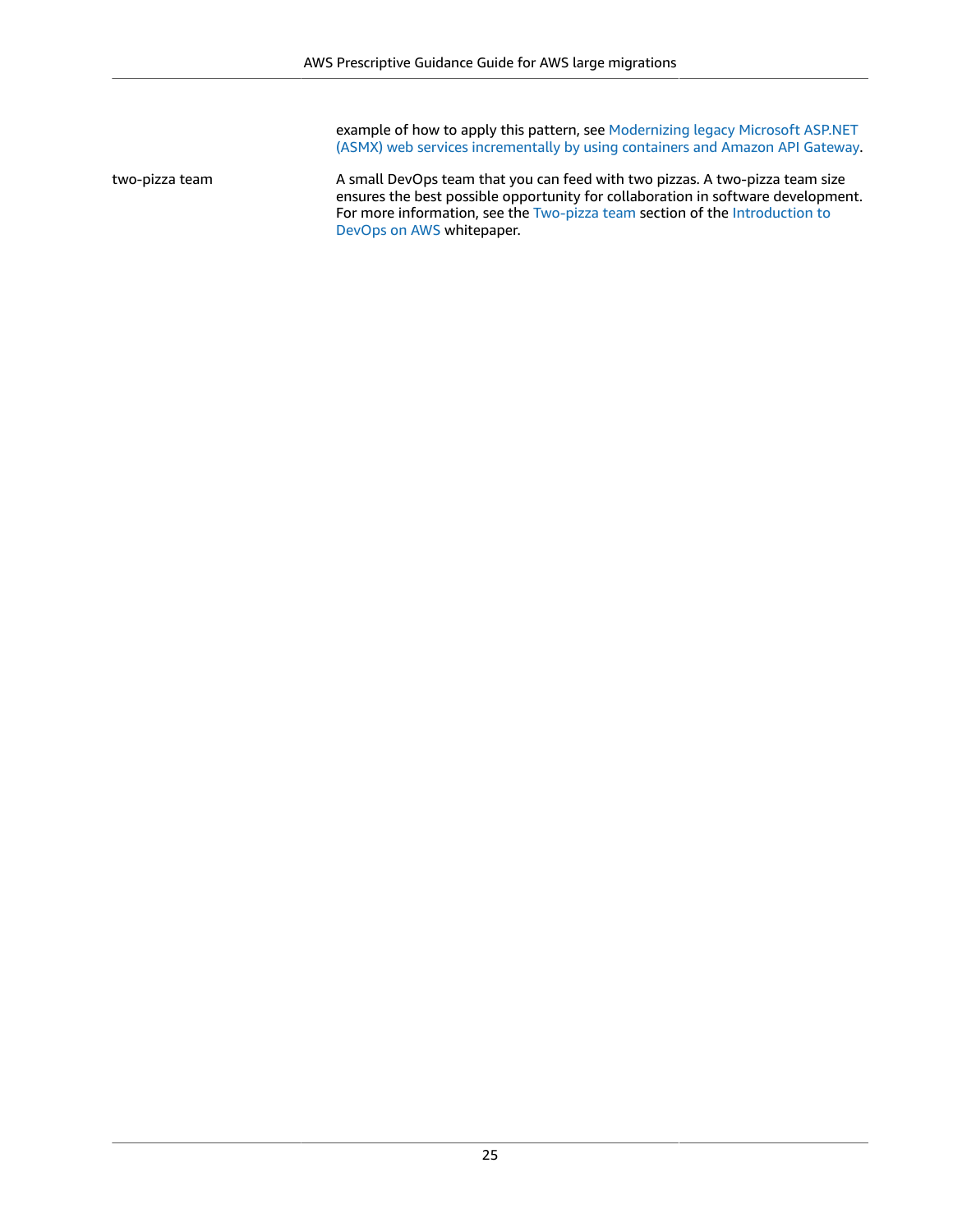example of how to apply this pattern, see Modernizing legacy Microsoft ASP.NET (ASMX) web services incrementally by using containers and Amazon API Gateway.

two-pizza team

A small DevOps team that you can feed with two pizzas. A two-pizza team size ensures the best possible opportunity for collaboration in software development. For more information, see the Two-pizza team section of the Introduction to DevOps on AWS whitepaper.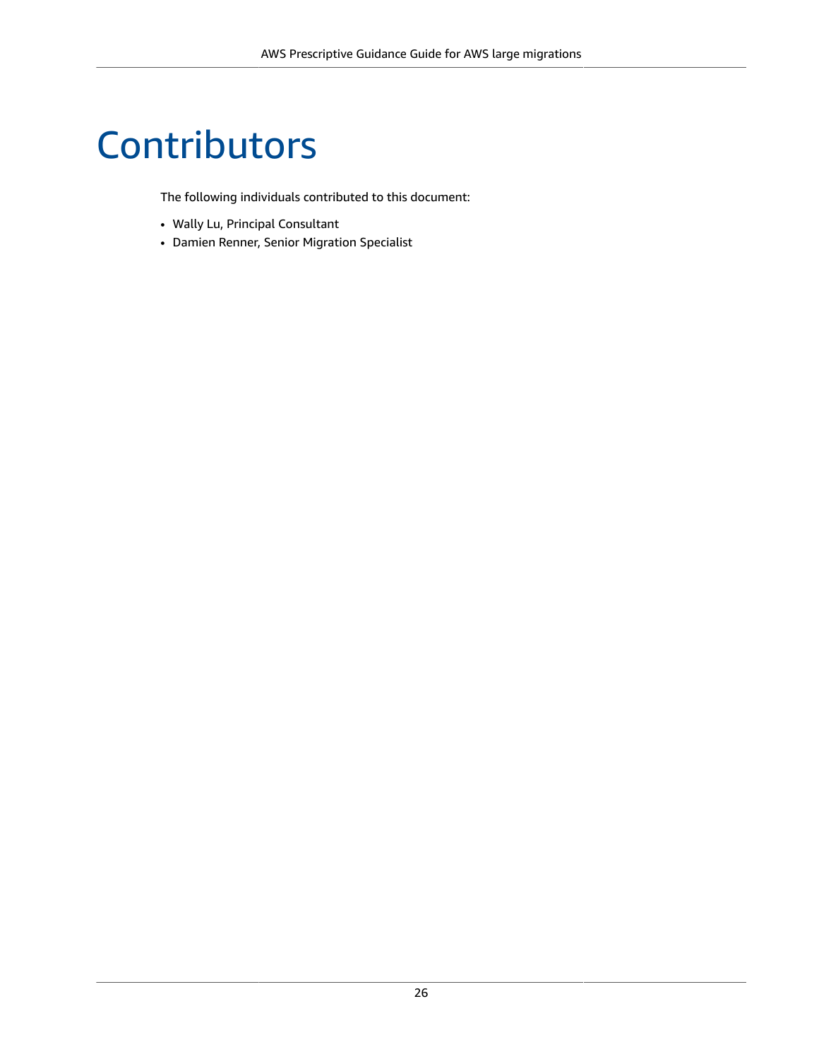# Contributors

The following individuals contributed to this document:

- Wally Lu, Principal Consultant
- Damien Renner, Senior Migration Specialist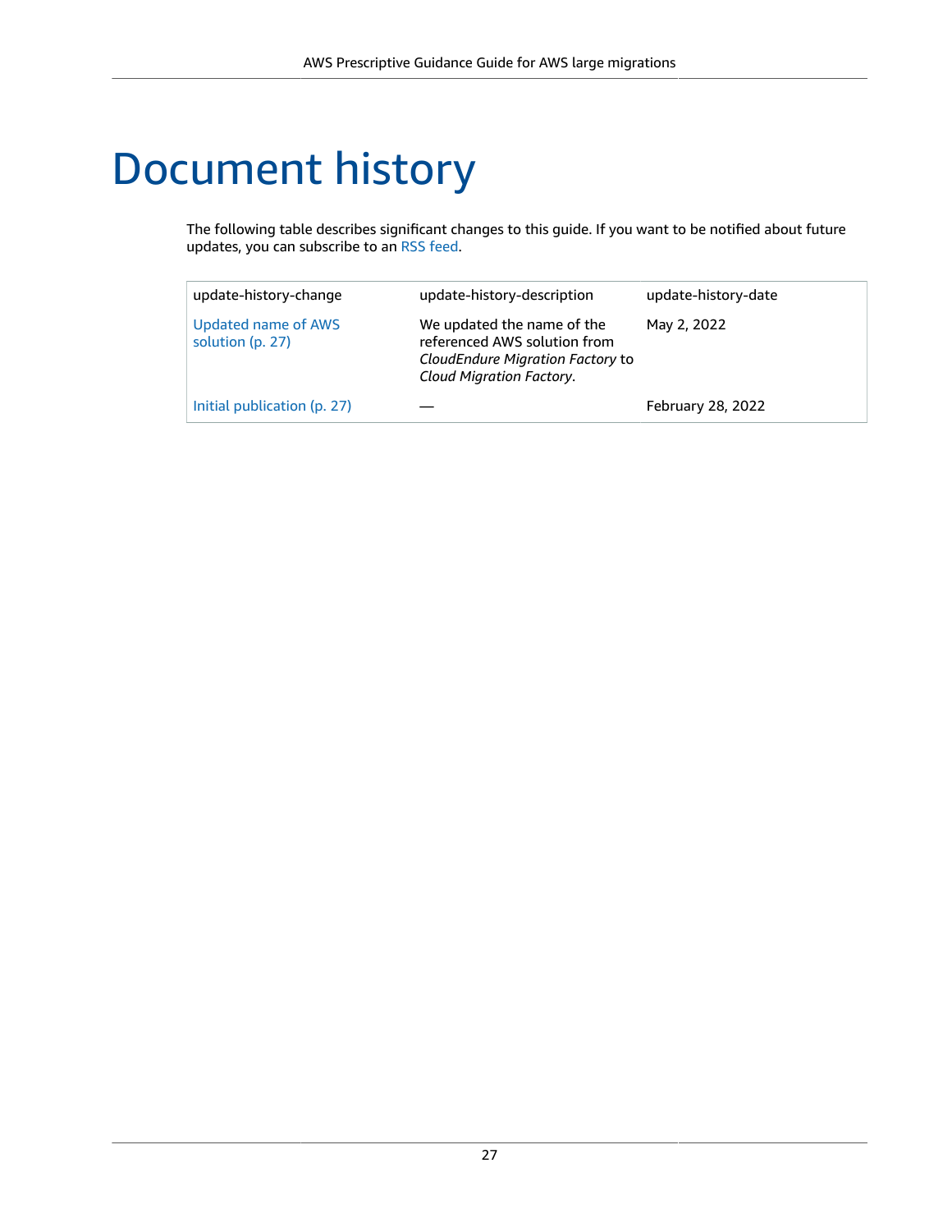# Document history

The following table describes significant changes to this guide. If you want to be notified about future updates, you can subscribe to an RSS feed.

| update-history-change | update-history-description | update-history-date |
| --- | --- | --- |
| Updated name of AWS solution (p. 27) | We updated the name of the referenced AWS solution from *CloudEndure Migration Factory* to *Cloud Migration Factory*. | May 2, 2022 |
| Initial publication (p. 27) | — | February 28, 2022 |